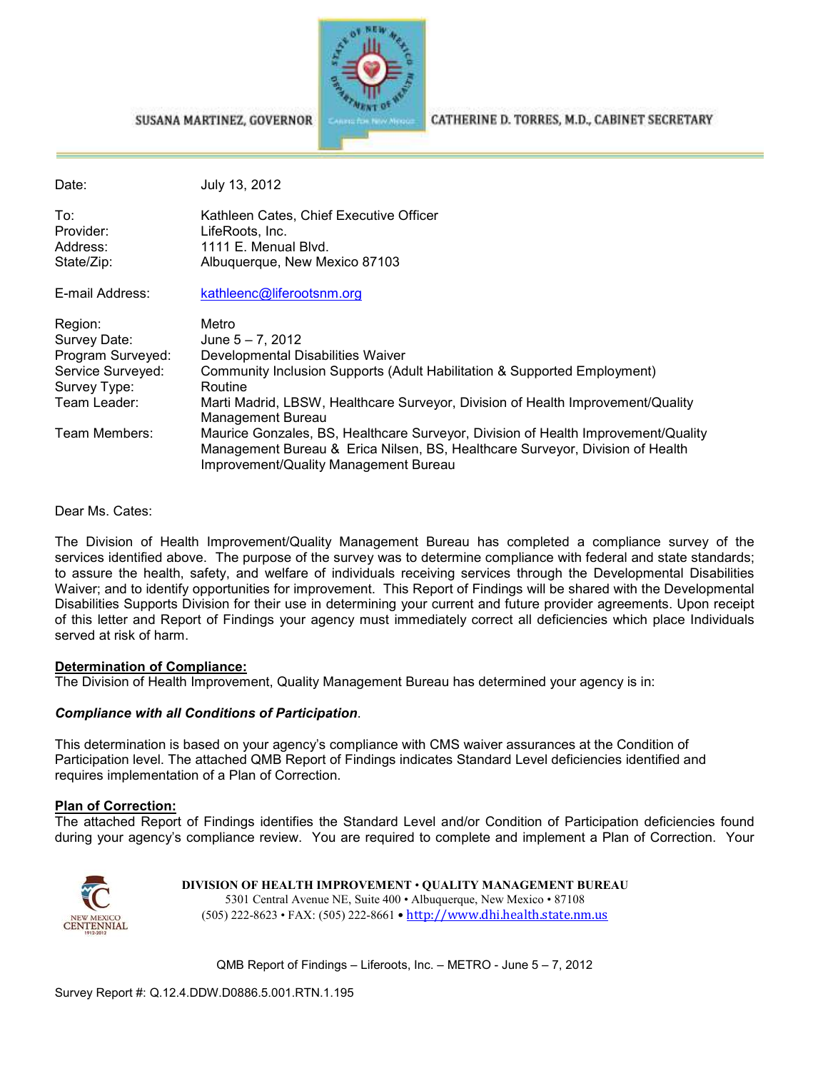SUSANA MARTINEZ, GOVERNOR

CATHERINE D. TORRES, M.D., CABINET SECRETARY

| | |
|---|---|
| Date: | July 13, 2012 |
| To: | Kathleen Cates, Chief Executive Officer |
| Provider: | LifeRoots, Inc. |
| Address: | 1111 E. Menual Blvd. |
| State/Zip: | Albuquerque, New Mexico 87103 |
| E-mail Address: | kathleenc@liferootsnm.org |
| Region: | Metro |
| Survey Date: | June 5 – 7, 2012 |
| Program Surveyed: | Developmental Disabilities Waiver |
| Service Surveyed: | Community Inclusion Supports (Adult Habilitation & Supported Employment) |
| Survey Type: | Routine |
| Team Leader: | Marti Madrid, LBSW, Healthcare Surveyor, Division of Health Improvement/Quality Management Bureau |
| Team Members: | Maurice Gonzales, BS, Healthcare Surveyor, Division of Health Improvement/Quality Management Bureau & Erica Nilsen, BS, Healthcare Surveyor, Division of Health Improvement/Quality Management Bureau |

Dear Ms. Cates:

The Division of Health Improvement/Quality Management Bureau has completed a compliance survey of the services identified above. The purpose of the survey was to determine compliance with federal and state standards; to assure the health, safety, and welfare of individuals receiving services through the Developmental Disabilities Waiver; and to identify opportunities for improvement. This Report of Findings will be shared with the Developmental Disabilities Supports Division for their use in determining your current and future provider agreements. Upon receipt of this letter and Report of Findings your agency must immediately correct all deficiencies which place Individuals served at risk of harm.

**Determination of Compliance:**

The Division of Health Improvement, Quality Management Bureau has determined your agency is in:

***Compliance with all Conditions of Participation***.

This determination is based on your agency's compliance with CMS waiver assurances at the Condition of Participation level. The attached QMB Report of Findings indicates Standard Level deficiencies identified and requires implementation of a Plan of Correction.

**Plan of Correction:**

The attached Report of Findings identifies the Standard Level and/or Condition of Participation deficiencies found during your agency's compliance review. You are required to complete and implement a Plan of Correction. Your

**DIVISION OF HEALTH IMPROVEMENT • QUALITY MANAGEMENT BUREAU**
5301 Central Avenue NE, Suite 400 • Albuquerque, New Mexico • 87108
(505) 222-8623 • FAX: (505) 222-8661 • http://www.dhi.health.state.nm.us

QMB Report of Findings – Liferoots, Inc. – METRO - June 5 – 7, 2012

Survey Report #: Q.12.4.DDW.D0886.5.001.RTN.1.195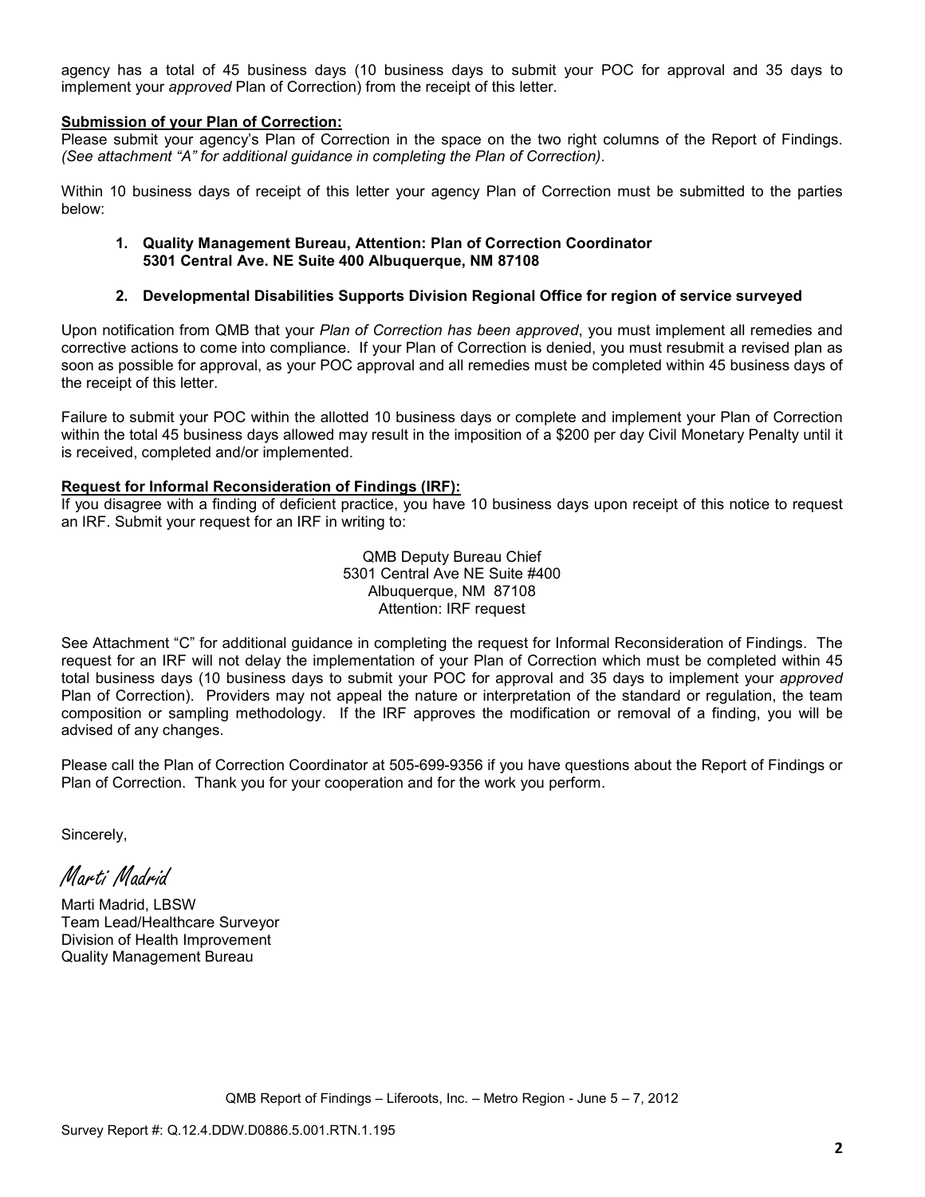agency has a total of 45 business days (10 business days to submit your POC for approval and 35 days to implement your *approved* Plan of Correction) from the receipt of this letter.

**Submission of your Plan of Correction:**

Please submit your agency's Plan of Correction in the space on the two right columns of the Report of Findings. *(See attachment "A" for additional guidance in completing the Plan of Correction)*.

Within 10 business days of receipt of this letter your agency Plan of Correction must be submitted to the parties below:

1. **Quality Management Bureau, Attention: Plan of Correction Coordinator 5301 Central Ave. NE Suite 400 Albuquerque, NM 87108**

2. **Developmental Disabilities Supports Division Regional Office for region of service surveyed**

Upon notification from QMB that your *Plan of Correction has been approved*, you must implement all remedies and corrective actions to come into compliance. If your Plan of Correction is denied, you must resubmit a revised plan as soon as possible for approval, as your POC approval and all remedies must be completed within 45 business days of the receipt of this letter.

Failure to submit your POC within the allotted 10 business days or complete and implement your Plan of Correction within the total 45 business days allowed may result in the imposition of a $200 per day Civil Monetary Penalty until it is received, completed and/or implemented.

**Request for Informal Reconsideration of Findings (IRF):**

If you disagree with a finding of deficient practice, you have 10 business days upon receipt of this notice to request an IRF. Submit your request for an IRF in writing to:

QMB Deputy Bureau Chief
5301 Central Ave NE Suite #400
Albuquerque, NM 87108
Attention: IRF request

See Attachment "C" for additional guidance in completing the request for Informal Reconsideration of Findings. The request for an IRF will not delay the implementation of your Plan of Correction which must be completed within 45 total business days (10 business days to submit your POC for approval and 35 days to implement your *approved* Plan of Correction). Providers may not appeal the nature or interpretation of the standard or regulation, the team composition or sampling methodology. If the IRF approves the modification or removal of a finding, you will be advised of any changes.

Please call the Plan of Correction Coordinator at 505-699-9356 if you have questions about the Report of Findings or Plan of Correction. Thank you for your cooperation and for the work you perform.

Sincerely,

*Marti Madrid*

Marti Madrid, LBSW
Team Lead/Healthcare Surveyor
Division of Health Improvement
Quality Management Bureau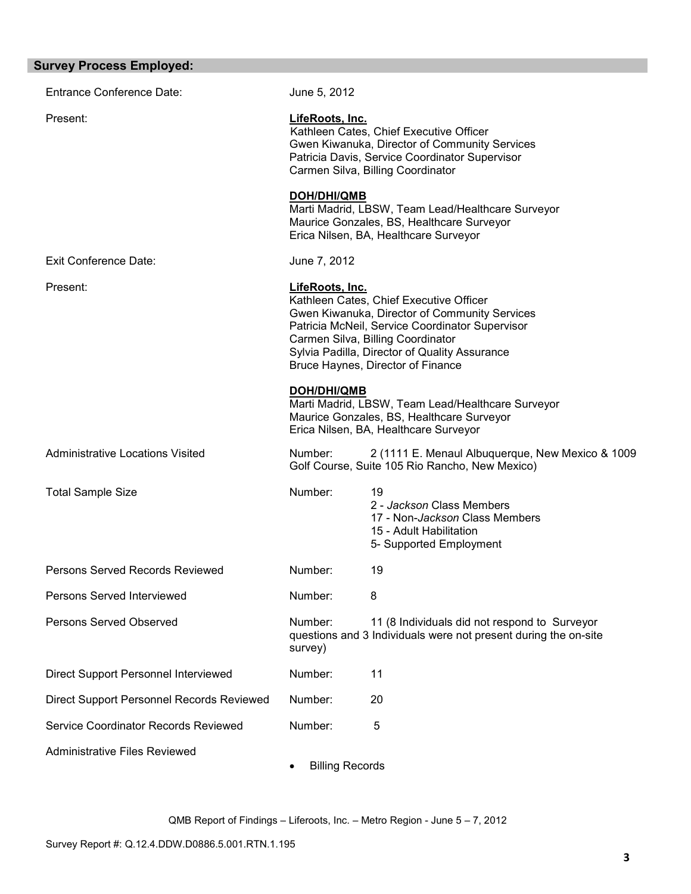## Survey Process Employed:

| | |
|---|---|
| Entrance Conference Date: | June 5, 2012 |
| Present: | **LifeRoots, Inc.**<br>Kathleen Cates, Chief Executive Officer<br>Gwen Kiwanuka, Director of Community Services<br>Patricia Davis, Service Coordinator Supervisor<br>Carmen Silva, Billing Coordinator<br><br>**DOH/DHI/QMB**<br>Marti Madrid, LBSW, Team Lead/Healthcare Surveyor<br>Maurice Gonzales, BS, Healthcare Surveyor<br>Erica Nilsen, BA, Healthcare Surveyor |
| Exit Conference Date: | June 7, 2012 |
| Present: | **LifeRoots, Inc.**<br>Kathleen Cates, Chief Executive Officer<br>Gwen Kiwanuka, Director of Community Services<br>Patricia McNeil, Service Coordinator Supervisor<br>Carmen Silva, Billing Coordinator<br>Sylvia Padilla, Director of Quality Assurance<br>Bruce Haynes, Director of Finance<br><br>**DOH/DHI/QMB**<br>Marti Madrid, LBSW, Team Lead/Healthcare Surveyor<br>Maurice Gonzales, BS, Healthcare Surveyor<br>Erica Nilsen, BA, Healthcare Surveyor |
| Administrative Locations Visited | Number: 2 (1111 E. Menaul Albuquerque, New Mexico & 1009 Golf Course, Suite 105 Rio Rancho, New Mexico) |
| Total Sample Size | Number: 19<br>2 - *Jackson* Class Members<br>17 - Non-*Jackson* Class Members<br>15 - Adult Habilitation<br>5- Supported Employment |
| Persons Served Records Reviewed | Number: 19 |
| Persons Served Interviewed | Number: 8 |
| Persons Served Observed | Number: 11 (8 Individuals did not respond to Surveyor questions and 3 Individuals were not present during the on-site survey) |
| Direct Support Personnel Interviewed | Number: 11 |
| Direct Support Personnel Records Reviewed | Number: 20 |
| Service Coordinator Records Reviewed | Number: 5 |
| Administrative Files Reviewed | • Billing Records |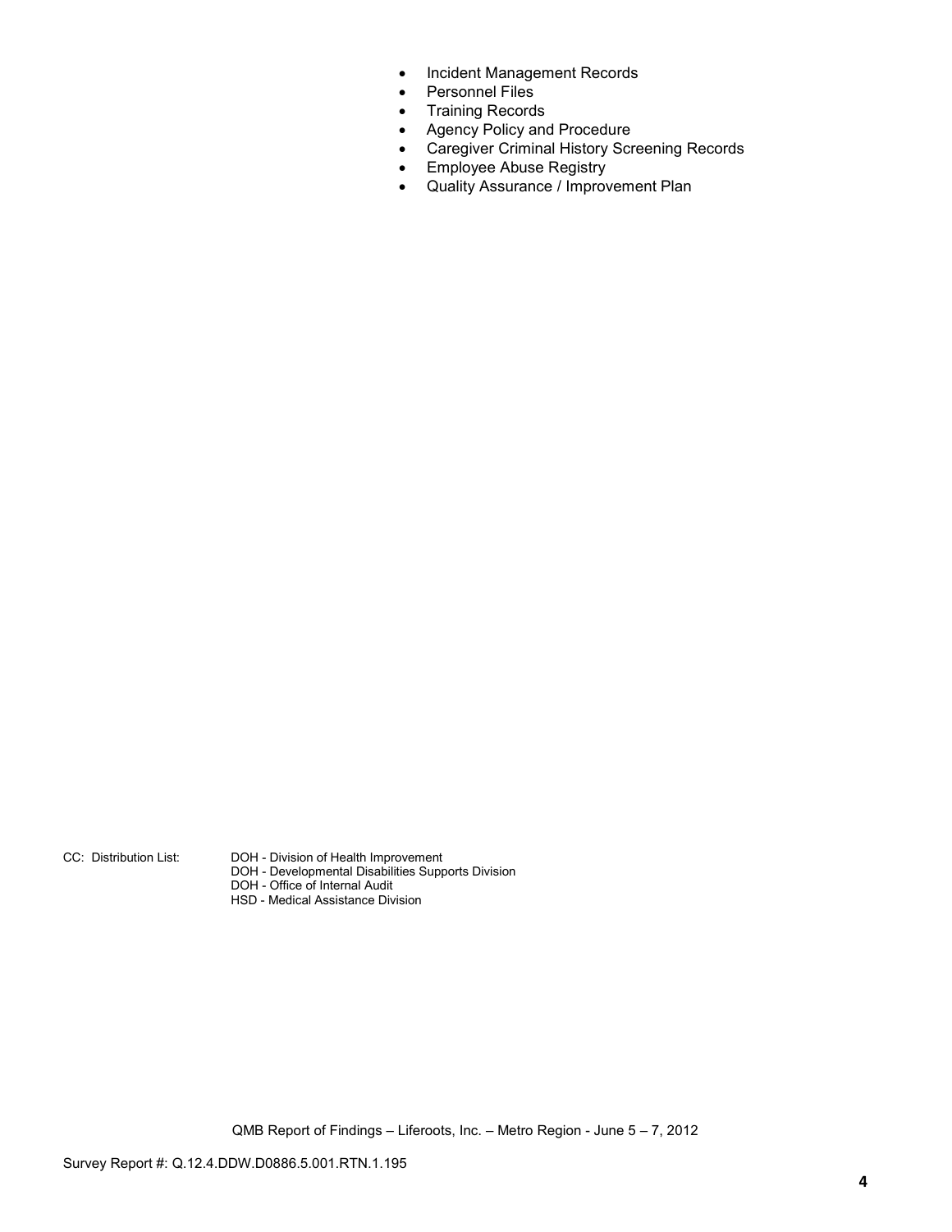- Incident Management Records
- Personnel Files
- Training Records
- Agency Policy and Procedure
- Caregiver Criminal History Screening Records
- Employee Abuse Registry
- Quality Assurance / Improvement Plan

CC: Distribution List: DOH - Division of Health Improvement
DOH - Developmental Disabilities Supports Division
DOH - Office of Internal Audit
HSD - Medical Assistance Division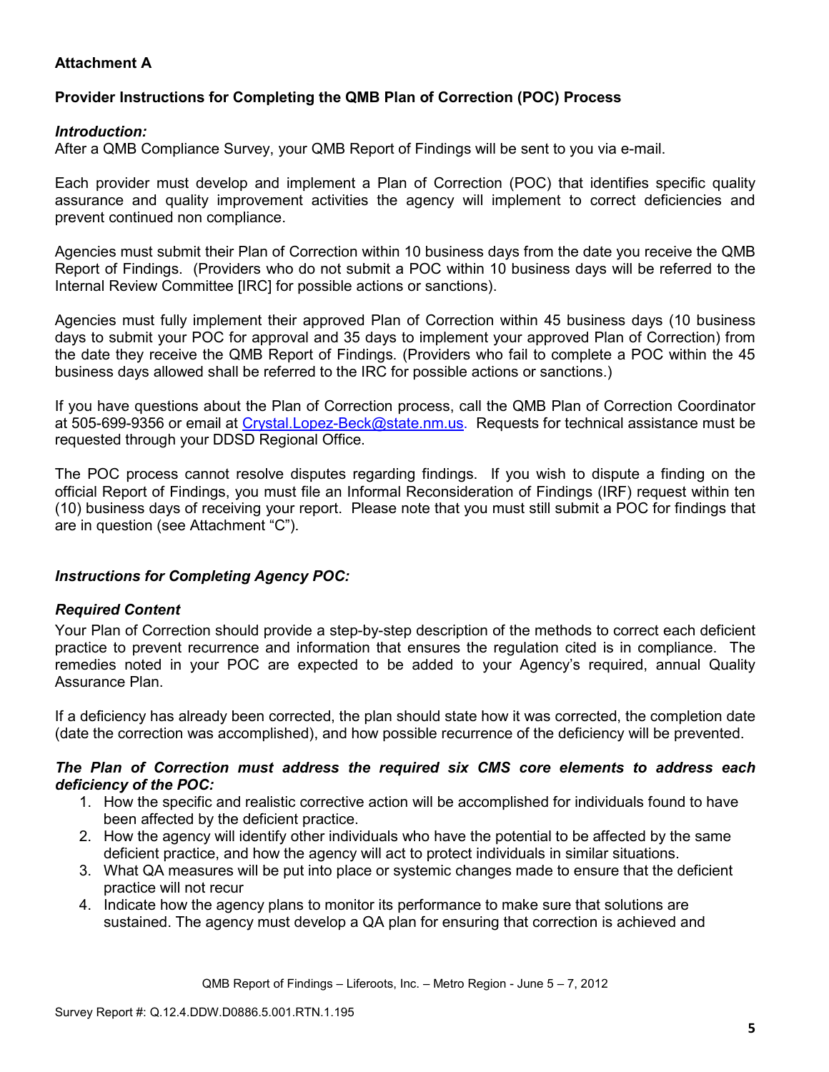**Attachment A**

**Provider Instructions for Completing the QMB Plan of Correction (POC) Process**

***Introduction:***
After a QMB Compliance Survey, your QMB Report of Findings will be sent to you via e-mail.

Each provider must develop and implement a Plan of Correction (POC) that identifies specific quality assurance and quality improvement activities the agency will implement to correct deficiencies and prevent continued non compliance.

Agencies must submit their Plan of Correction within 10 business days from the date you receive the QMB Report of Findings. (Providers who do not submit a POC within 10 business days will be referred to the Internal Review Committee [IRC] for possible actions or sanctions).

Agencies must fully implement their approved Plan of Correction within 45 business days (10 business days to submit your POC for approval and 35 days to implement your approved Plan of Correction) from the date they receive the QMB Report of Findings. (Providers who fail to complete a POC within the 45 business days allowed shall be referred to the IRC for possible actions or sanctions.)

If you have questions about the Plan of Correction process, call the QMB Plan of Correction Coordinator at 505-699-9356 or email at Crystal.Lopez-Beck@state.nm.us. Requests for technical assistance must be requested through your DDSD Regional Office.

The POC process cannot resolve disputes regarding findings. If you wish to dispute a finding on the official Report of Findings, you must file an Informal Reconsideration of Findings (IRF) request within ten (10) business days of receiving your report. Please note that you must still submit a POC for findings that are in question (see Attachment "C").

***Instructions for Completing Agency POC:***

***Required Content***
Your Plan of Correction should provide a step-by-step description of the methods to correct each deficient practice to prevent recurrence and information that ensures the regulation cited is in compliance. The remedies noted in your POC are expected to be added to your Agency's required, annual Quality Assurance Plan.

If a deficiency has already been corrected, the plan should state how it was corrected, the completion date (date the correction was accomplished), and how possible recurrence of the deficiency will be prevented.

***The Plan of Correction must address the required six CMS core elements to address each deficiency of the POC:***

1. How the specific and realistic corrective action will be accomplished for individuals found to have been affected by the deficient practice.
2. How the agency will identify other individuals who have the potential to be affected by the same deficient practice, and how the agency will act to protect individuals in similar situations.
3. What QA measures will be put into place or systemic changes made to ensure that the deficient practice will not recur
4. Indicate how the agency plans to monitor its performance to make sure that solutions are sustained. The agency must develop a QA plan for ensuring that correction is achieved and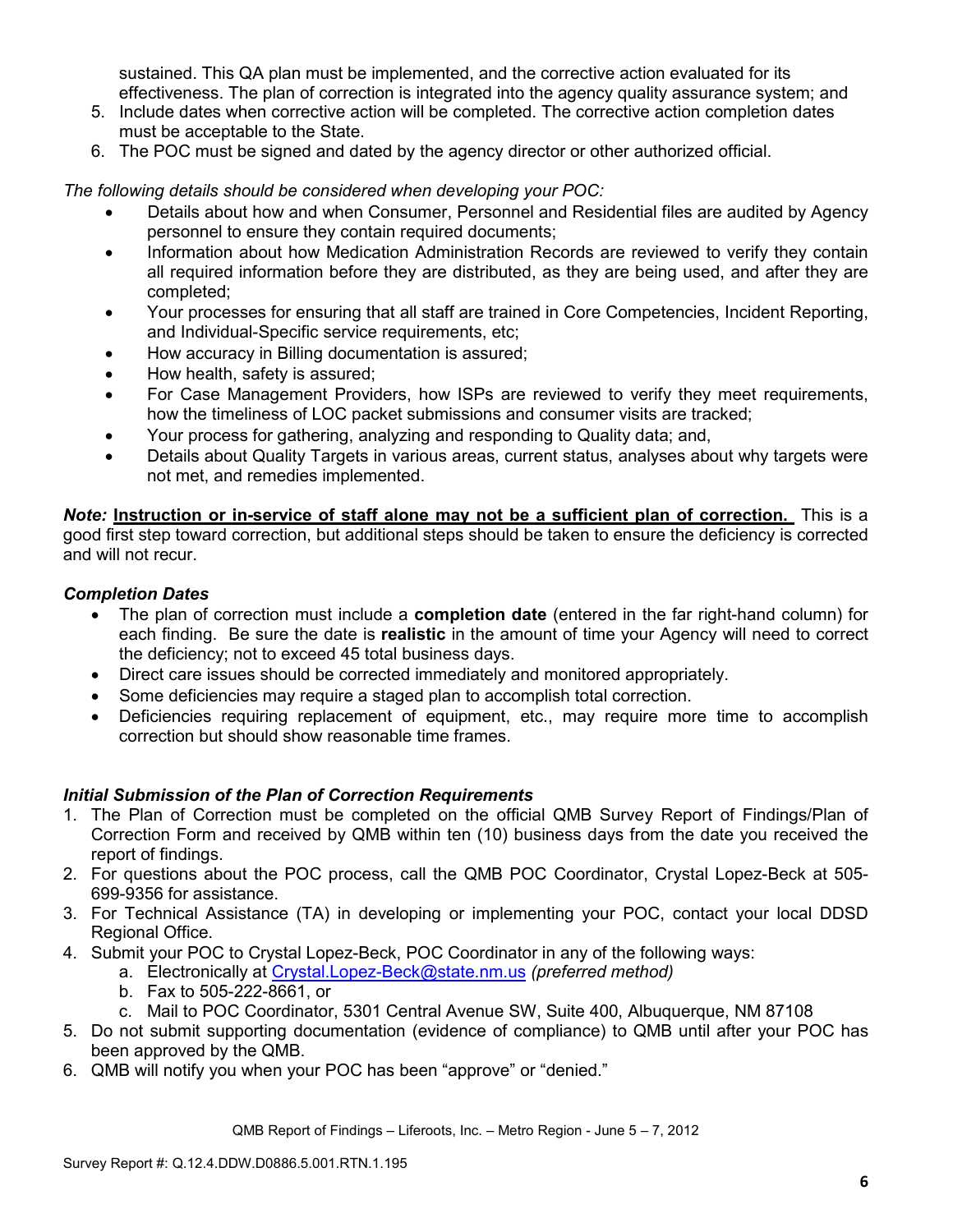sustained. This QA plan must be implemented, and the corrective action evaluated for its effectiveness. The plan of correction is integrated into the agency quality assurance system; and

5. Include dates when corrective action will be completed. The corrective action completion dates must be acceptable to the State.
6. The POC must be signed and dated by the agency director or other authorized official.

*The following details should be considered when developing your POC:*

- Details about how and when Consumer, Personnel and Residential files are audited by Agency personnel to ensure they contain required documents;
- Information about how Medication Administration Records are reviewed to verify they contain all required information before they are distributed, as they are being used, and after they are completed;
- Your processes for ensuring that all staff are trained in Core Competencies, Incident Reporting, and Individual-Specific service requirements, etc;
- How accuracy in Billing documentation is assured;
- How health, safety is assured;
- For Case Management Providers, how ISPs are reviewed to verify they meet requirements, how the timeliness of LOC packet submissions and consumer visits are tracked;
- Your process for gathering, analyzing and responding to Quality data; and,
- Details about Quality Targets in various areas, current status, analyses about why targets were not met, and remedies implemented.

***Note:*** **Instruction or in-service of staff alone may not be a sufficient plan of correction.** This is a good first step toward correction, but additional steps should be taken to ensure the deficiency is corrected and will not recur.

***Completion Dates***

- The plan of correction must include a **completion date** (entered in the far right-hand column) for each finding. Be sure the date is **realistic** in the amount of time your Agency will need to correct the deficiency; not to exceed 45 total business days.
- Direct care issues should be corrected immediately and monitored appropriately.
- Some deficiencies may require a staged plan to accomplish total correction.
- Deficiencies requiring replacement of equipment, etc., may require more time to accomplish correction but should show reasonable time frames.

***Initial Submission of the Plan of Correction Requirements***

1. The Plan of Correction must be completed on the official QMB Survey Report of Findings/Plan of Correction Form and received by QMB within ten (10) business days from the date you received the report of findings.
2. For questions about the POC process, call the QMB POC Coordinator, Crystal Lopez-Beck at 505-699-9356 for assistance.
3. For Technical Assistance (TA) in developing or implementing your POC, contact your local DDSD Regional Office.
4. Submit your POC to Crystal Lopez-Beck, POC Coordinator in any of the following ways:
   a. Electronically at Crystal.Lopez-Beck@state.nm.us *(preferred method)*
   b. Fax to 505-222-8661, or
   c. Mail to POC Coordinator, 5301 Central Avenue SW, Suite 400, Albuquerque, NM 87108
5. Do not submit supporting documentation (evidence of compliance) to QMB until after your POC has been approved by the QMB.
6. QMB will notify you when your POC has been "approve" or "denied."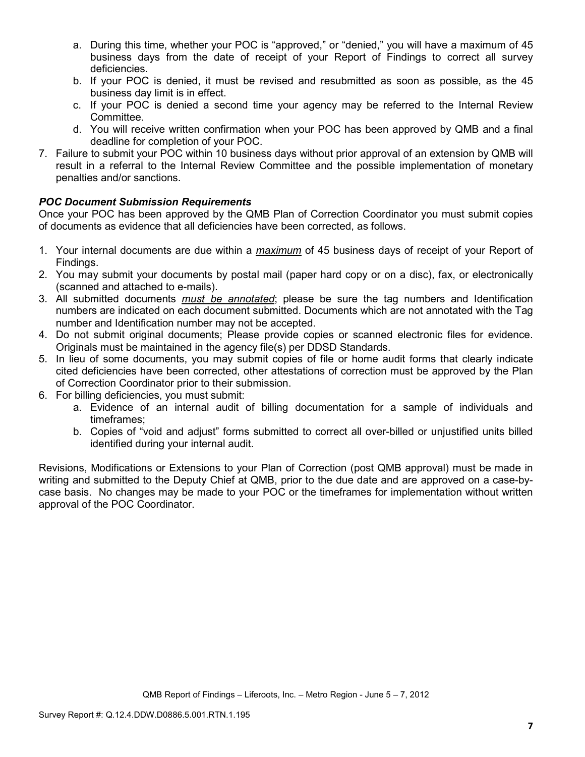a. During this time, whether your POC is "approved," or "denied," you will have a maximum of 45 business days from the date of receipt of your Report of Findings to correct all survey deficiencies.
   b. If your POC is denied, it must be revised and resubmitted as soon as possible, as the 45 business day limit is in effect.
   c. If your POC is denied a second time your agency may be referred to the Internal Review Committee.
   d. You will receive written confirmation when your POC has been approved by QMB and a final deadline for completion of your POC.

7. Failure to submit your POC within 10 business days without prior approval of an extension by QMB will result in a referral to the Internal Review Committee and the possible implementation of monetary penalties and/or sanctions.

***POC Document Submission Requirements***

Once your POC has been approved by the QMB Plan of Correction Coordinator you must submit copies of documents as evidence that all deficiencies have been corrected, as follows.

1. Your internal documents are due within a ***maximum*** of 45 business days of receipt of your Report of Findings.
2. You may submit your documents by postal mail (paper hard copy or on a disc), fax, or electronically (scanned and attached to e-mails).
3. All submitted documents ***must be annotated***; please be sure the tag numbers and Identification numbers are indicated on each document submitted. Documents which are not annotated with the Tag number and Identification number may not be accepted.
4. Do not submit original documents; Please provide copies or scanned electronic files for evidence. Originals must be maintained in the agency file(s) per DDSD Standards.
5. In lieu of some documents, you may submit copies of file or home audit forms that clearly indicate cited deficiencies have been corrected, other attestations of correction must be approved by the Plan of Correction Coordinator prior to their submission.
6. For billing deficiencies, you must submit:
   a. Evidence of an internal audit of billing documentation for a sample of individuals and timeframes;
   b. Copies of "void and adjust" forms submitted to correct all over-billed or unjustified units billed identified during your internal audit.

Revisions, Modifications or Extensions to your Plan of Correction (post QMB approval) must be made in writing and submitted to the Deputy Chief at QMB, prior to the due date and are approved on a case-by-case basis. No changes may be made to your POC or the timeframes for implementation without written approval of the POC Coordinator.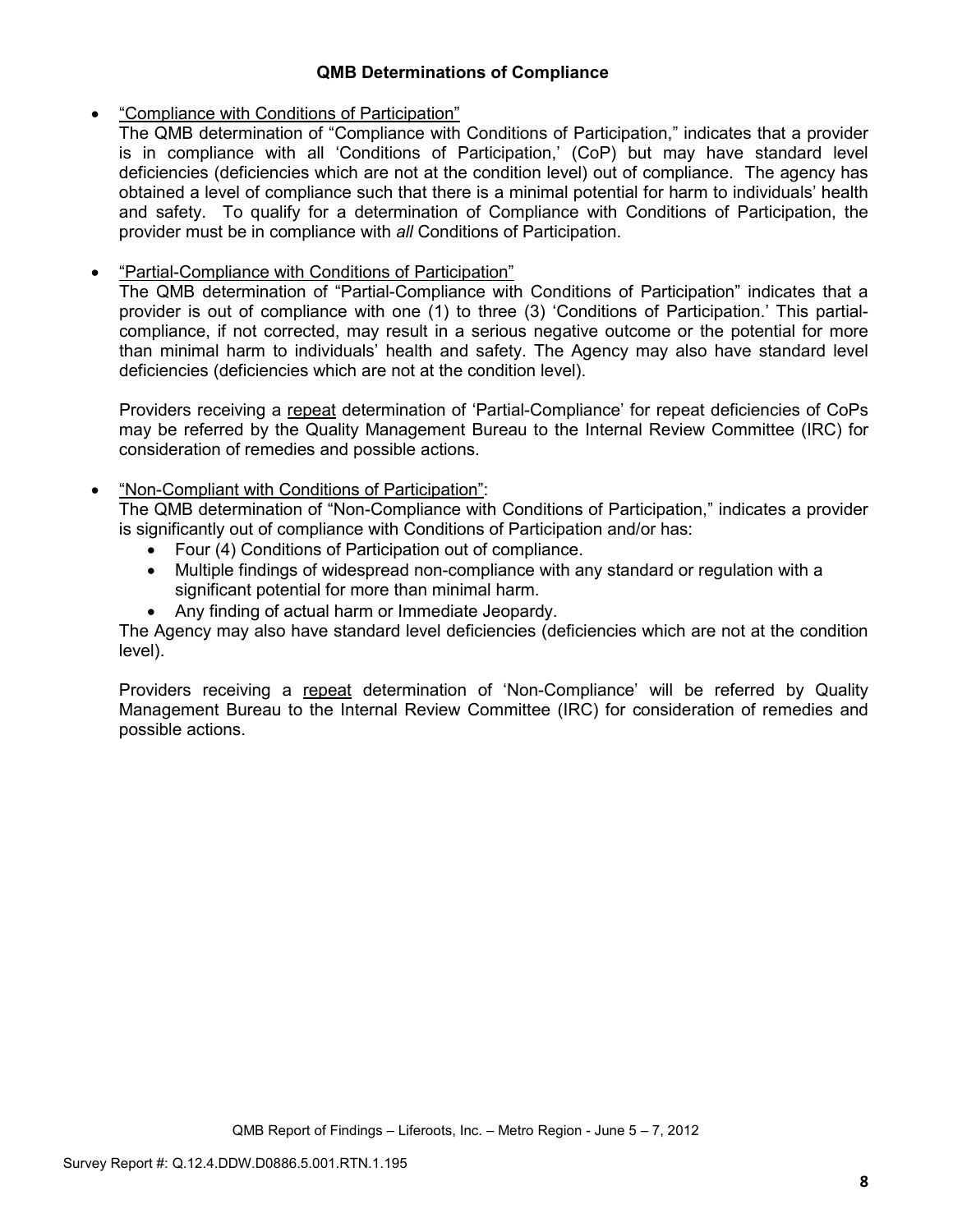### QMB Determinations of Compliance

- "Compliance with Conditions of Participation"

  The QMB determination of "Compliance with Conditions of Participation," indicates that a provider is in compliance with all 'Conditions of Participation,' (CoP) but may have standard level deficiencies (deficiencies which are not at the condition level) out of compliance. The agency has obtained a level of compliance such that there is a minimal potential for harm to individuals' health and safety. To qualify for a determination of Compliance with Conditions of Participation, the provider must be in compliance with *all* Conditions of Participation.

- "Partial-Compliance with Conditions of Participation"

  The QMB determination of "Partial-Compliance with Conditions of Participation" indicates that a provider is out of compliance with one (1) to three (3) 'Conditions of Participation.' This partial-compliance, if not corrected, may result in a serious negative outcome or the potential for more than minimal harm to individuals' health and safety. The Agency may also have standard level deficiencies (deficiencies which are not at the condition level).

  Providers receiving a repeat determination of 'Partial-Compliance' for repeat deficiencies of CoPs may be referred by the Quality Management Bureau to the Internal Review Committee (IRC) for consideration of remedies and possible actions.

- "Non-Compliant with Conditions of Participation":

  The QMB determination of "Non-Compliance with Conditions of Participation," indicates a provider is significantly out of compliance with Conditions of Participation and/or has:
  - Four (4) Conditions of Participation out of compliance.
  - Multiple findings of widespread non-compliance with any standard or regulation with a significant potential for more than minimal harm.
  - Any finding of actual harm or Immediate Jeopardy.

  The Agency may also have standard level deficiencies (deficiencies which are not at the condition level).

  Providers receiving a repeat determination of 'Non-Compliance' will be referred by Quality Management Bureau to the Internal Review Committee (IRC) for consideration of remedies and possible actions.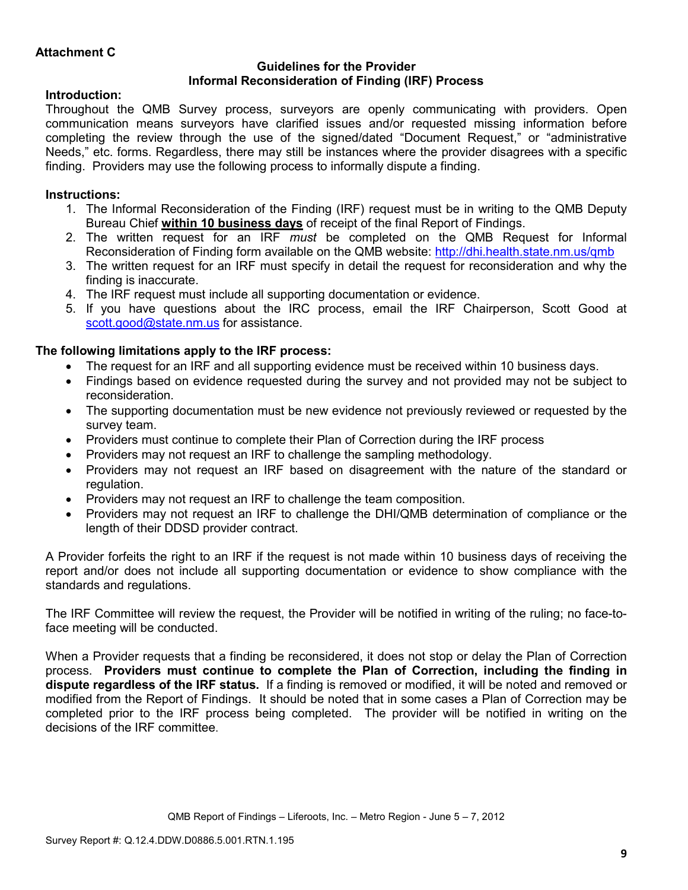**Attachment C**

**Guidelines for the Provider**
**Informal Reconsideration of Finding (IRF) Process**

**Introduction:**

Throughout the QMB Survey process, surveyors are openly communicating with providers. Open communication means surveyors have clarified issues and/or requested missing information before completing the review through the use of the signed/dated "Document Request," or "administrative Needs," etc. forms. Regardless, there may still be instances where the provider disagrees with a specific finding. Providers may use the following process to informally dispute a finding.

**Instructions:**

1. The Informal Reconsideration of the Finding (IRF) request must be in writing to the QMB Deputy Bureau Chief **within 10 business days** of receipt of the final Report of Findings.
2. The written request for an IRF *must* be completed on the QMB Request for Informal Reconsideration of Finding form available on the QMB website: http://dhi.health.state.nm.us/qmb
3. The written request for an IRF must specify in detail the request for reconsideration and why the finding is inaccurate.
4. The IRF request must include all supporting documentation or evidence.
5. If you have questions about the IRC process, email the IRF Chairperson, Scott Good at scott.good@state.nm.us for assistance.

**The following limitations apply to the IRF process:**

- The request for an IRF and all supporting evidence must be received within 10 business days.
- Findings based on evidence requested during the survey and not provided may not be subject to reconsideration.
- The supporting documentation must be new evidence not previously reviewed or requested by the survey team.
- Providers must continue to complete their Plan of Correction during the IRF process
- Providers may not request an IRF to challenge the sampling methodology.
- Providers may not request an IRF based on disagreement with the nature of the standard or regulation.
- Providers may not request an IRF to challenge the team composition.
- Providers may not request an IRF to challenge the DHI/QMB determination of compliance or the length of their DDSD provider contract.

A Provider forfeits the right to an IRF if the request is not made within 10 business days of receiving the report and/or does not include all supporting documentation or evidence to show compliance with the standards and regulations.

The IRF Committee will review the request, the Provider will be notified in writing of the ruling; no face-to-face meeting will be conducted.

When a Provider requests that a finding be reconsidered, it does not stop or delay the Plan of Correction process. **Providers must continue to complete the Plan of Correction, including the finding in dispute regardless of the IRF status.** If a finding is removed or modified, it will be noted and removed or modified from the Report of Findings. It should be noted that in some cases a Plan of Correction may be completed prior to the IRF process being completed. The provider will be notified in writing on the decisions of the IRF committee.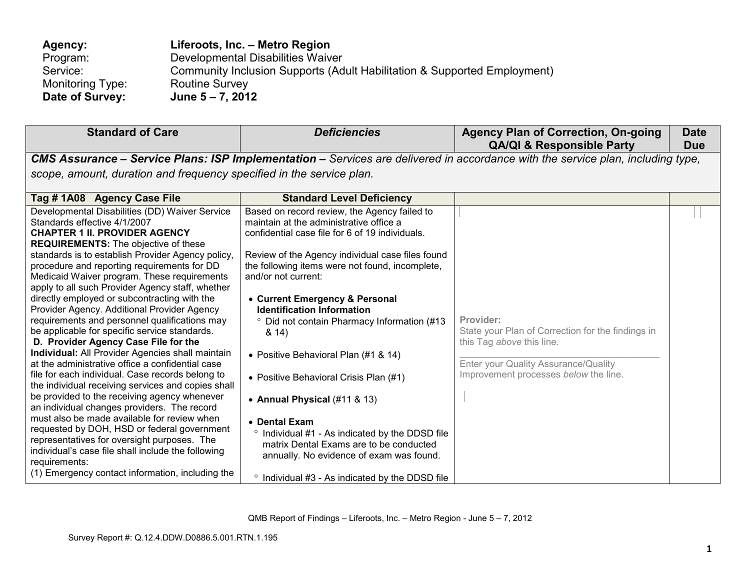| | | | |
|---|---|---|---|
| **Agency:** | **Liferoots, Inc. – Metro Region** | | |
| Program: | Developmental Disabilities Waiver | | |
| Service: | Community Inclusion Supports (Adult Habilitation & Supported Employment) | | |
| Monitoring Type: | Routine Survey | | |
| **Date of Survey:** | **June 5 – 7, 2012** | | |

| Standard of Care | *Deficiencies* | Agency Plan of Correction, On-going QA/QI & Responsible Party | Date Due |
|---|---|---|---|
| ***CMS Assurance – Service Plans: ISP Implementation –*** *Services are delivered in accordance with the service plan, including type, scope, amount, duration and frequency specified in the service plan.* | | | |
| **Tag # 1A08 Agency Case File** | **Standard Level Deficiency** | | |
| Developmental Disabilities (DD) Waiver Service Standards effective 4/1/2007<br>**CHAPTER 1 II. PROVIDER AGENCY REQUIREMENTS:** The objective of these standards is to establish Provider Agency policy, procedure and reporting requirements for DD Medicaid Waiver program. These requirements apply to all such Provider Agency staff, whether directly employed or subcontracting with the Provider Agency. Additional Provider Agency requirements and personnel qualifications may be applicable for specific service standards.<br>**D. Provider Agency Case File for the Individual:** All Provider Agencies shall maintain at the administrative office a confidential case file for each individual. Case records belong to the individual receiving services and copies shall be provided to the receiving agency whenever an individual changes providers. The record must also be made available for review when requested by DOH, HSD or federal government representatives for oversight purposes. The individual's case file shall include the following requirements:<br>(1) Emergency contact information, including the | Based on record review, the Agency failed to maintain at the administrative office a confidential case file for 6 of 19 individuals.<br><br>Review of the Agency individual case files found the following items were not found, incomplete, and/or not current:<br><br>• **Current Emergency & Personal Identification Information**<br>° Did not contain Pharmacy Information (#13 & 14)<br><br>• Positive Behavioral Plan (#1 & 14)<br><br>• Positive Behavioral Crisis Plan (#1)<br><br>• **Annual Physical** (#11 & 13)<br><br>• **Dental Exam**<br>° Individual #1 - As indicated by the DDSD file matrix Dental Exams are to be conducted annually. No evidence of exam was found.<br><br>° Individual #3 - As indicated by the DDSD file | **Provider:**<br>State your Plan of Correction for the findings in this Tag *above* this line.<br>\_\_\_\_\_\_\_\_\_\_\_\_\_\_\_\_\_\_\_\_\_\_\_\_\_\_\_\_\_\_\_\_\_\_\_\_<br>Enter your Quality Assurance/Quality Improvement processes *below* the line. | |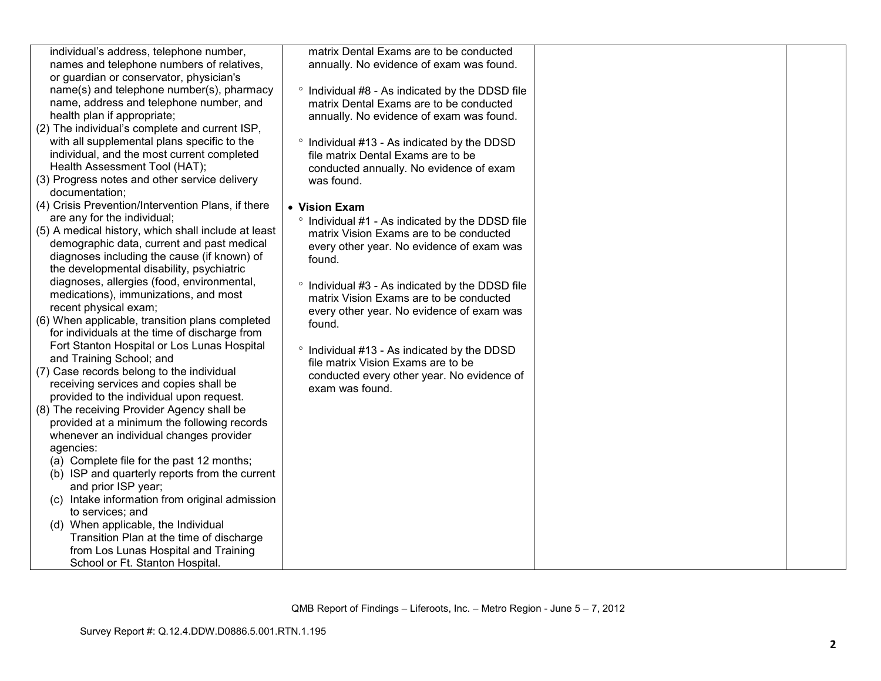| | | | |
|---|---|---|---|
| individual's address, telephone number, names and telephone numbers of relatives, or guardian or conservator, physician's name(s) and telephone number(s), pharmacy name, address and telephone number, and health plan if appropriate;<br>(2) The individual's complete and current ISP, with all supplemental plans specific to the individual, and the most current completed Health Assessment Tool (HAT);<br>(3) Progress notes and other service delivery documentation;<br>(4) Crisis Prevention/Intervention Plans, if there are any for the individual;<br>(5) A medical history, which shall include at least demographic data, current and past medical diagnoses including the cause (if known) of the developmental disability, psychiatric diagnoses, allergies (food, environmental, medications), immunizations, and most recent physical exam;<br>(6) When applicable, transition plans completed for individuals at the time of discharge from Fort Stanton Hospital or Los Lunas Hospital and Training School; and<br>(7) Case records belong to the individual receiving services and copies shall be provided to the individual upon request.<br>(8) The receiving Provider Agency shall be provided at a minimum the following records whenever an individual changes provider agencies:<br>(a) Complete file for the past 12 months;<br>(b) ISP and quarterly reports from the current and prior ISP year;<br>(c) Intake information from original admission to services; and<br>(d) When applicable, the Individual Transition Plan at the time of discharge from Los Lunas Hospital and Training School or Ft. Stanton Hospital. | matrix Dental Exams are to be conducted annually. No evidence of exam was found.<br><br>° Individual #8 - As indicated by the DDSD file matrix Dental Exams are to be conducted annually. No evidence of exam was found.<br><br>° Individual #13 - As indicated by the DDSD file matrix Dental Exams are to be conducted annually. No evidence of exam was found.<br><br>• **Vision Exam**<br>° Individual #1 - As indicated by the DDSD file matrix Vision Exams are to be conducted every other year. No evidence of exam was found.<br><br>° Individual #3 - As indicated by the DDSD file matrix Vision Exams are to be conducted every other year. No evidence of exam was found.<br><br>° Individual #13 - As indicated by the DDSD file matrix Vision Exams are to be conducted every other year. No evidence of exam was found. | | |

QMB Report of Findings – Liferoots, Inc. – Metro Region - June 5 – 7, 2012

Survey Report #: Q.12.4.DDW.D0886.5.001.RTN.1.195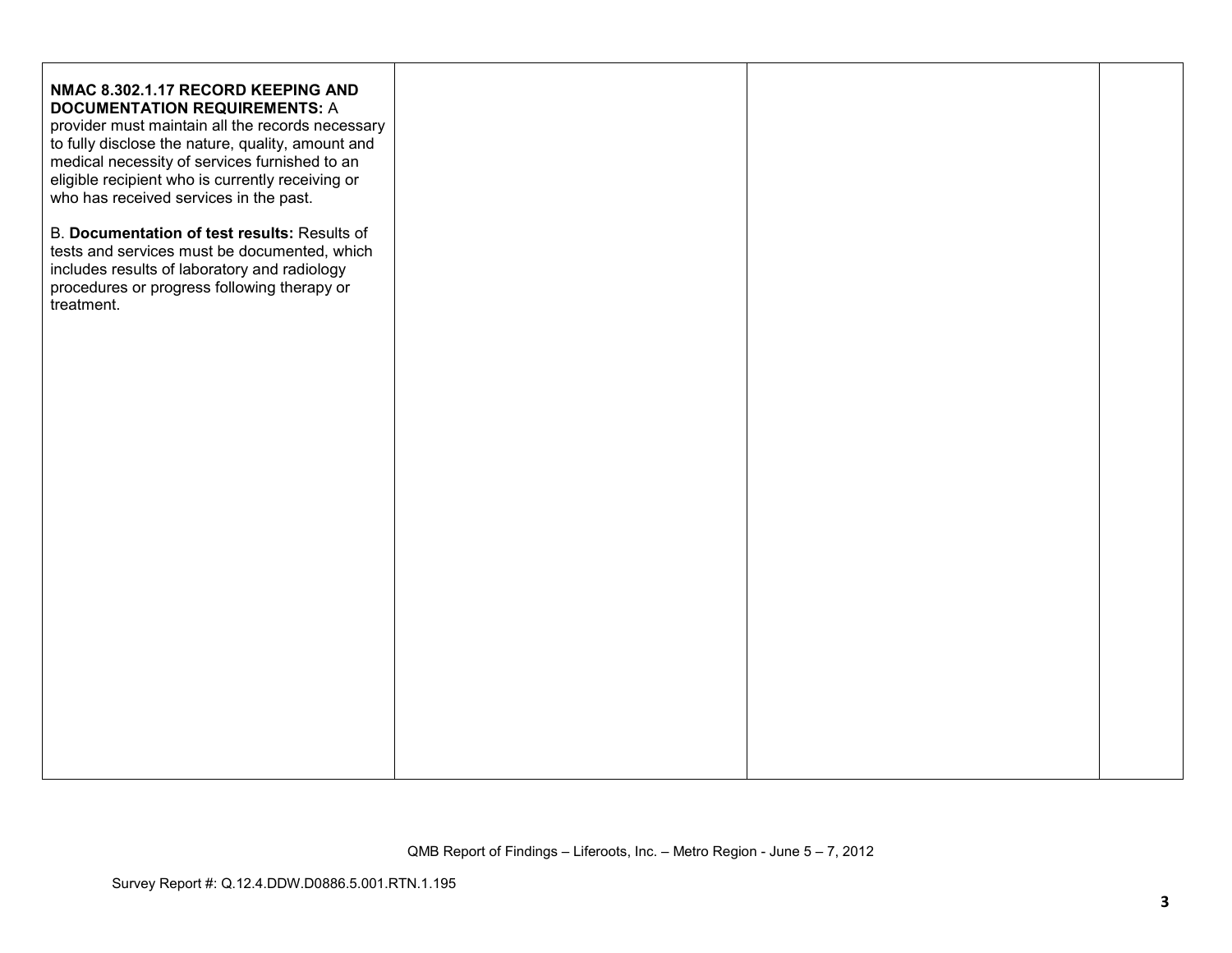| | | | |
|---|---|---|---|
| **NMAC 8.302.1.17 RECORD KEEPING AND DOCUMENTATION REQUIREMENTS:** A provider must maintain all the records necessary to fully disclose the nature, quality, amount and medical necessity of services furnished to an eligible recipient who is currently receiving or who has received services in the past.<br><br>B. **Documentation of test results:** Results of tests and services must be documented, which includes results of laboratory and radiology procedures or progress following therapy or treatment. | | | |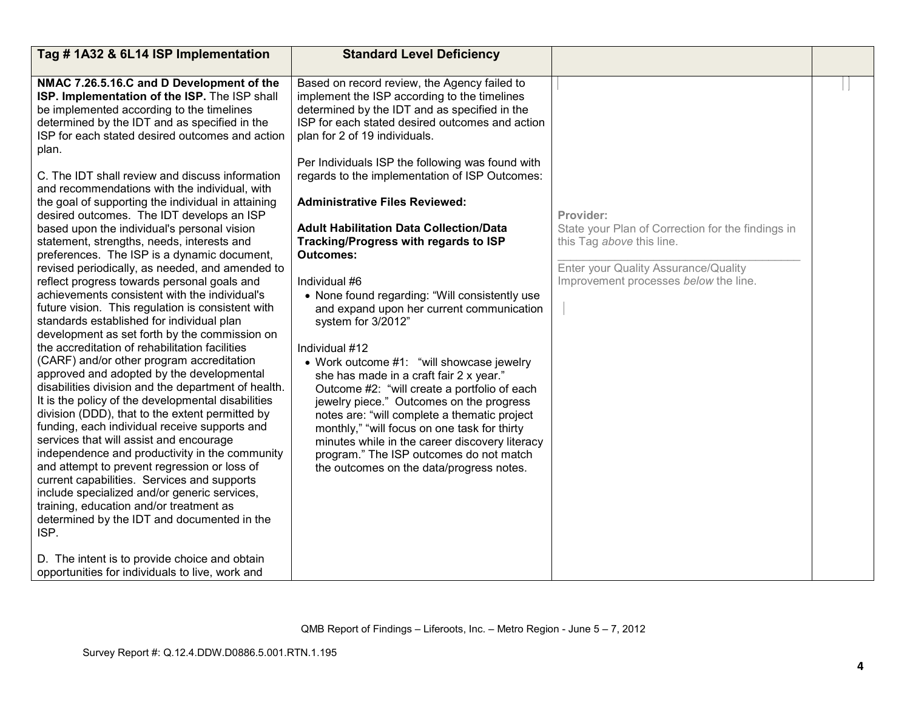| Tag # 1A32 & 6L14 ISP Implementation | Standard Level Deficiency | | |
|---|---|---|---|
| **NMAC 7.26.5.16.C and D Development of the ISP. Implementation of the ISP.** The ISP shall be implemented according to the timelines determined by the IDT and as specified in the ISP for each stated desired outcomes and action plan.<br><br>C. The IDT shall review and discuss information and recommendations with the individual, with the goal of supporting the individual in attaining desired outcomes. The IDT develops an ISP based upon the individual's personal vision statement, strengths, needs, interests and preferences. The ISP is a dynamic document, revised periodically, as needed, and amended to reflect progress towards personal goals and achievements consistent with the individual's future vision. This regulation is consistent with standards established for individual plan development as set forth by the commission on the accreditation of rehabilitation facilities (CARF) and/or other program accreditation approved and adopted by the developmental disabilities division and the department of health. It is the policy of the developmental disabilities division (DDD), that to the extent permitted by funding, each individual receive supports and services that will assist and encourage independence and productivity in the community and attempt to prevent regression or loss of current capabilities. Services and supports include specialized and/or generic services, training, education and/or treatment as determined by the IDT and documented in the ISP.<br><br>D. The intent is to provide choice and obtain opportunities for individuals to live, work and | Based on record review, the Agency failed to implement the ISP according to the timelines determined by the IDT and as specified in the ISP for each stated desired outcomes and action plan for 2 of 19 individuals.<br><br>Per Individuals ISP the following was found with regards to the implementation of ISP Outcomes:<br><br>**Administrative Files Reviewed:**<br><br>**Adult Habilitation Data Collection/Data Tracking/Progress with regards to ISP Outcomes:**<br><br>Individual #6<br>• None found regarding: "Will consistently use and expand upon her current communication system for 3/2012"<br><br>Individual #12<br>• Work outcome #1: "will showcase jewelry she has made in a craft fair 2 x year." Outcome #2: "will create a portfolio of each jewelry piece." Outcomes on the progress notes are: "will complete a thematic project monthly," "will focus on one task for thirty minutes while in the career discovery literacy program." The ISP outcomes do not match the outcomes on the data/progress notes. | Provider:<br>State your Plan of Correction for the findings in this Tag *above* this line.<br>\_\_\_\_\_\_\_\_\_\_\_\_\_\_\_\_\_\_\_\_\_\_\_\_\_\_\_\_\_\_\_\_\_\_\_\_\_\_<br>Enter your Quality Assurance/Quality Improvement processes *below* the line. | |

QMB Report of Findings – Liferoots, Inc. – Metro Region - June 5 – 7, 2012

Survey Report #: Q.12.4.DDW.D0886.5.001.RTN.1.195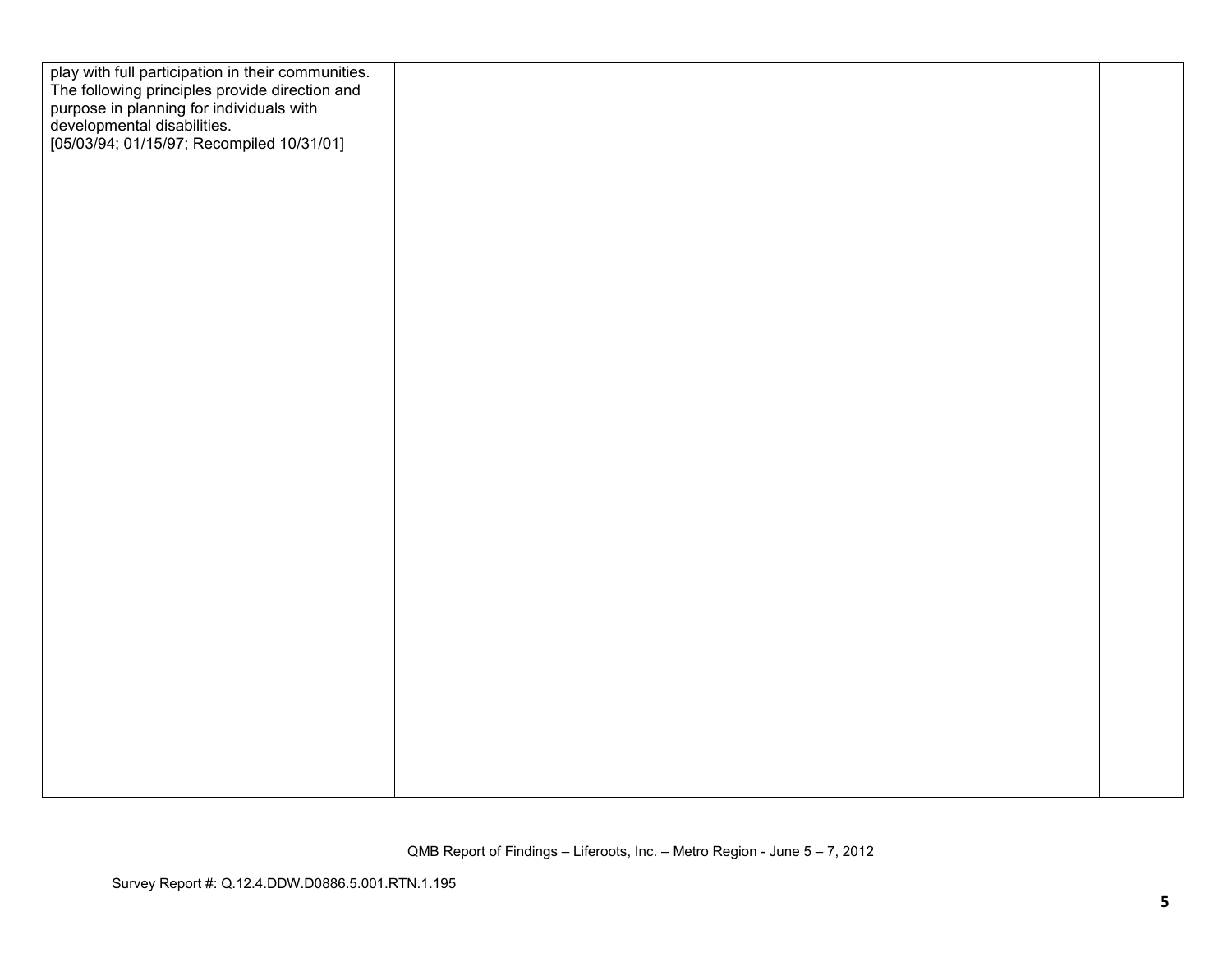| | | | |
|---|---|---|---|
| play with full participation in their communities. The following principles provide direction and purpose in planning for individuals with developmental disabilities. [05/03/94; 01/15/97; Recompiled 10/31/01] | | | |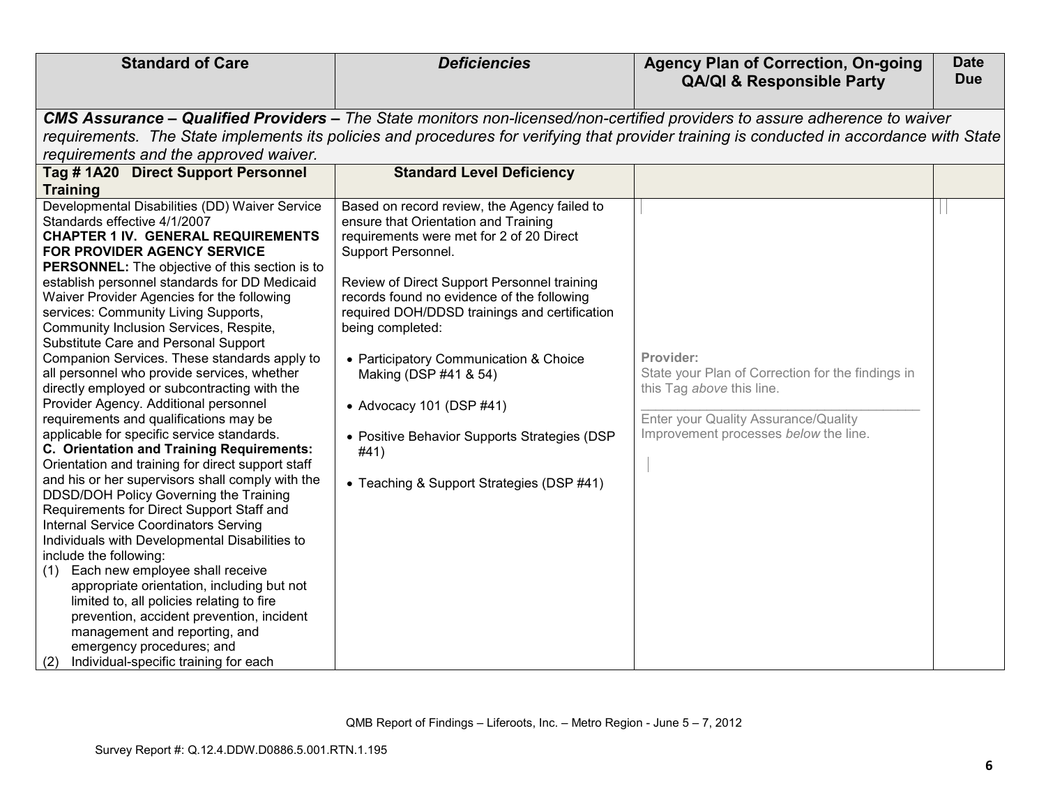| Standard of Care | *Deficiencies* | Agency Plan of Correction, On-going QA/QI & Responsible Party | Date Due |
|---|---|---|---|
| ***CMS Assurance – Qualified Providers –*** *The State monitors non-licensed/non-certified providers to assure adherence to waiver requirements. The State implements its policies and procedures for verifying that provider training is conducted in accordance with State requirements and the approved waiver.* | | | |
| **Tag # 1A20 Direct Support Personnel Training** | **Standard Level Deficiency** | | |
| Developmental Disabilities (DD) Waiver Service Standards effective 4/1/2007<br>**CHAPTER 1 IV. GENERAL REQUIREMENTS FOR PROVIDER AGENCY SERVICE PERSONNEL:** The objective of this section is to establish personnel standards for DD Medicaid Waiver Provider Agencies for the following services: Community Living Supports, Community Inclusion Services, Respite, Substitute Care and Personal Support Companion Services. These standards apply to all personnel who provide services, whether directly employed or subcontracting with the Provider Agency. Additional personnel requirements and qualifications may be applicable for specific service standards.<br>**C. Orientation and Training Requirements:** Orientation and training for direct support staff and his or her supervisors shall comply with the DDSD/DOH Policy Governing the Training Requirements for Direct Support Staff and Internal Service Coordinators Serving Individuals with Developmental Disabilities to include the following:<br>(1) Each new employee shall receive appropriate orientation, including but not limited to, all policies relating to fire prevention, accident prevention, incident management and reporting, and emergency procedures; and<br>(2) Individual-specific training for each | Based on record review, the Agency failed to ensure that Orientation and Training requirements were met for 2 of 20 Direct Support Personnel.<br><br>Review of Direct Support Personnel training records found no evidence of the following required DOH/DDSD trainings and certification being completed:<br><br>• Participatory Communication & Choice Making (DSP #41 & 54)<br><br>• Advocacy 101 (DSP #41)<br><br>• Positive Behavior Supports Strategies (DSP #41)<br><br>• Teaching & Support Strategies (DSP #41) | Provider:<br>State your Plan of Correction for the findings in this Tag *above* this line.<br>\_\_\_\_\_\_\_\_\_\_\_\_\_\_\_\_\_\_\_\_\_\_\_\_\_\_\_\_\_\_\_\_\_\_<br>Enter your Quality Assurance/Quality Improvement processes *below* the line. | |

QMB Report of Findings – Liferoots, Inc. – Metro Region - June 5 – 7, 2012

Survey Report #: Q.12.4.DDW.D0886.5.001.RTN.1.195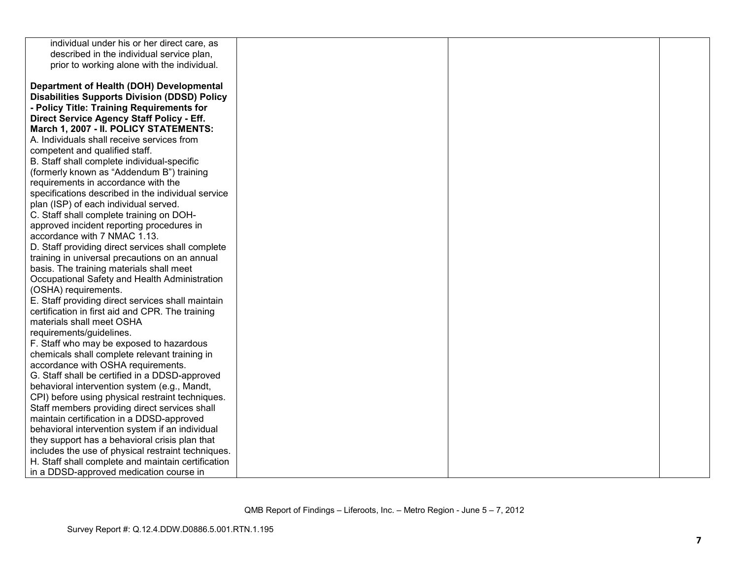| | | | |
|---|---|---|---|
| individual under his or her direct care, as described in the individual service plan, prior to working alone with the individual.<br><br>**Department of Health (DOH) Developmental Disabilities Supports Division (DDSD) Policy - Policy Title: Training Requirements for Direct Service Agency Staff Policy - Eff. March 1, 2007 - II. POLICY STATEMENTS:**<br>A. Individuals shall receive services from competent and qualified staff.<br>B. Staff shall complete individual-specific (formerly known as "Addendum B") training requirements in accordance with the specifications described in the individual service plan (ISP) of each individual served.<br>C. Staff shall complete training on DOH-approved incident reporting procedures in accordance with 7 NMAC 1.13.<br>D. Staff providing direct services shall complete training in universal precautions on an annual basis. The training materials shall meet Occupational Safety and Health Administration (OSHA) requirements.<br>E. Staff providing direct services shall maintain certification in first aid and CPR. The training materials shall meet OSHA requirements/guidelines.<br>F. Staff who may be exposed to hazardous chemicals shall complete relevant training in accordance with OSHA requirements.<br>G. Staff shall be certified in a DDSD-approved behavioral intervention system (e.g., Mandt, CPI) before using physical restraint techniques. Staff members providing direct services shall maintain certification in a DDSD-approved behavioral intervention system if an individual they support has a behavioral crisis plan that includes the use of physical restraint techniques.<br>H. Staff shall complete and maintain certification in a DDSD-approved medication course in | | | |

QMB Report of Findings – Liferoots, Inc. – Metro Region - June 5 – 7, 2012

Survey Report #: Q.12.4.DDW.D0886.5.001.RTN.1.195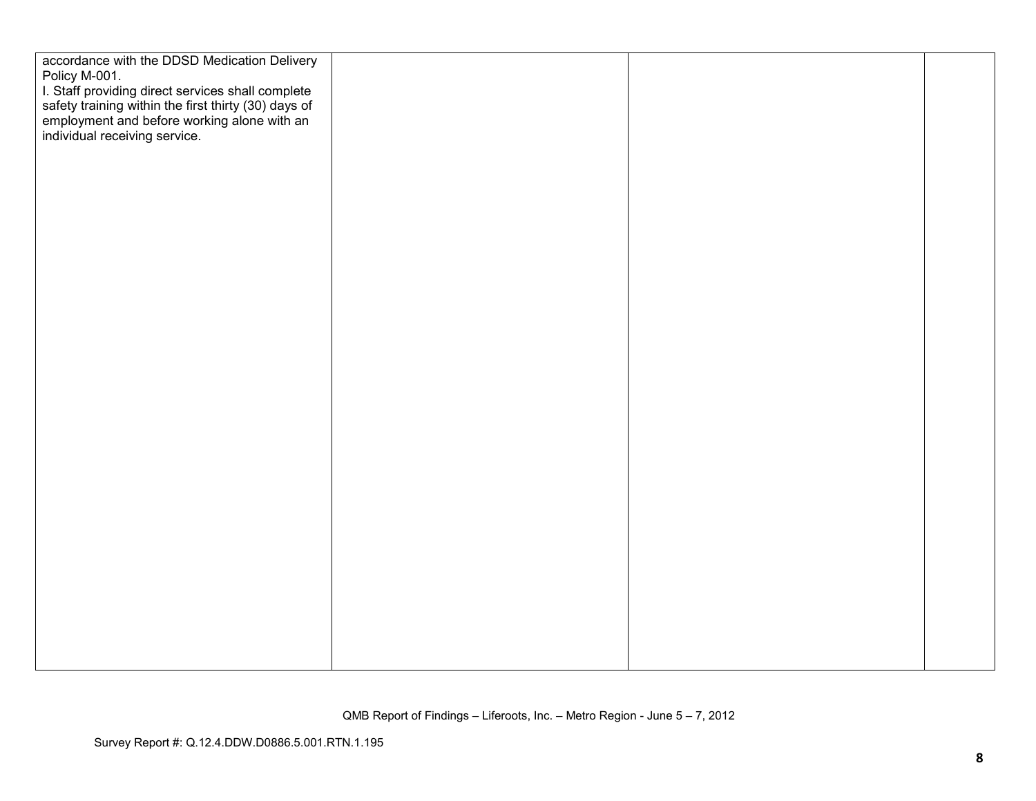| | | | |
|---|---|---|---|
| accordance with the DDSD Medication Delivery Policy M-001.<br>I. Staff providing direct services shall complete safety training within the first thirty (30) days of employment and before working alone with an individual receiving service. | | | |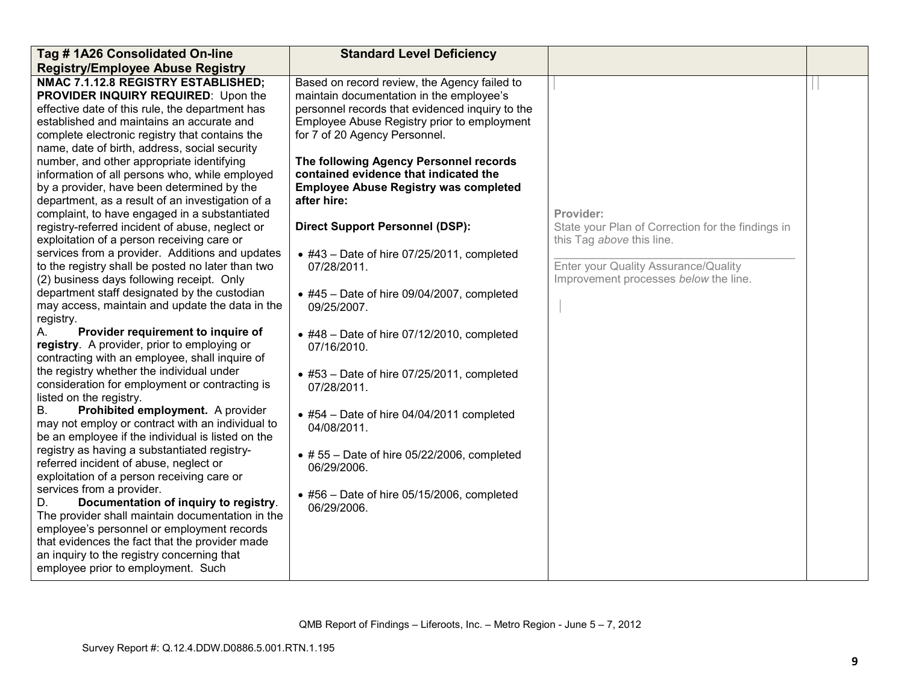| Tag # 1A26 Consolidated On-line Registry/Employee Abuse Registry | Standard Level Deficiency | | |
|---|---|---|---|
| **NMAC 7.1.12.8 REGISTRY ESTABLISHED; PROVIDER INQUIRY REQUIRED**: Upon the effective date of this rule, the department has established and maintains an accurate and complete electronic registry that contains the name, date of birth, address, social security number, and other appropriate identifying information of all persons who, while employed by a provider, have been determined by the department, as a result of an investigation of a complaint, to have engaged in a substantiated registry-referred incident of abuse, neglect or exploitation of a person receiving care or services from a provider. Additions and updates to the registry shall be posted no later than two (2) business days following receipt. Only department staff designated by the custodian may access, maintain and update the data in the registry.<br>A. **Provider requirement to inquire of registry**. A provider, prior to employing or contracting with an employee, shall inquire of the registry whether the individual under consideration for employment or contracting is listed on the registry.<br>B. **Prohibited employment.** A provider may not employ or contract with an individual to be an employee if the individual is listed on the registry as having a substantiated registry-referred incident of abuse, neglect or exploitation of a person receiving care or services from a provider.<br>D. **Documentation of inquiry to registry**. The provider shall maintain documentation in the employee's personnel or employment records that evidences the fact that the provider made an inquiry to the registry concerning that employee prior to employment. Such | Based on record review, the Agency failed to maintain documentation in the employee's personnel records that evidenced inquiry to the Employee Abuse Registry prior to employment for 7 of 20 Agency Personnel.<br><br>**The following Agency Personnel records contained evidence that indicated the Employee Abuse Registry was completed after hire:**<br><br>**Direct Support Personnel (DSP):**<br><br>• #43 – Date of hire 07/25/2011, completed 07/28/2011.<br><br>• #45 – Date of hire 09/04/2007, completed 09/25/2007.<br><br>• #48 – Date of hire 07/12/2010, completed 07/16/2010.<br><br>• #53 – Date of hire 07/25/2011, completed 07/28/2011.<br><br>• #54 – Date of hire 04/04/2011 completed 04/08/2011.<br><br>• # 55 – Date of hire 05/22/2006, completed 06/29/2006.<br><br>• #56 – Date of hire 05/15/2006, completed 06/29/2006. | Provider:<br>State your Plan of Correction for the findings in this Tag *above* this line.<br>\_\_\_\_\_\_\_\_\_\_\_\_\_\_\_\_\_\_\_\_\_\_\_\_\_\_\_\_\_\_\_\_\_\_\_\_\_\_\_\_<br>Enter your Quality Assurance/Quality Improvement processes *below* the line. | |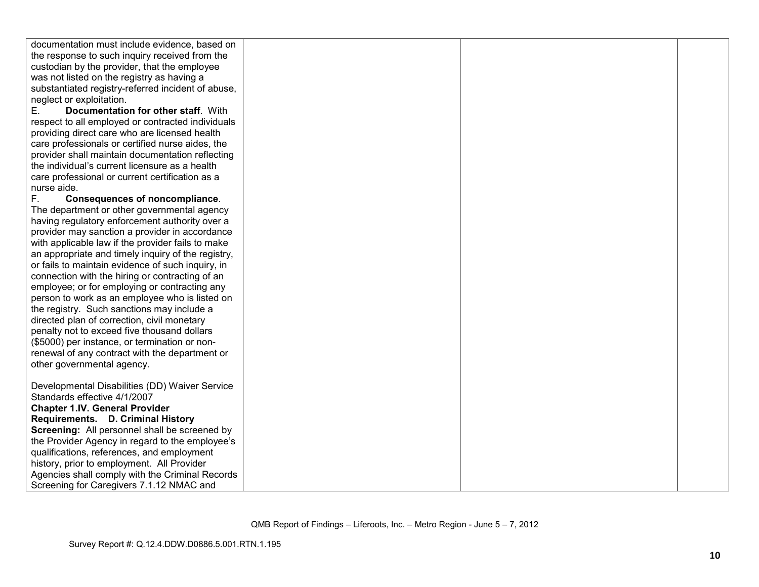| | | | |
|---|---|---|---|
| documentation must include evidence, based on the response to such inquiry received from the custodian by the provider, that the employee was not listed on the registry as having a substantiated registry-referred incident of abuse, neglect or exploitation.<br>E. **Documentation for other staff**. With respect to all employed or contracted individuals providing direct care who are licensed health care professionals or certified nurse aides, the provider shall maintain documentation reflecting the individual's current licensure as a health care professional or current certification as a nurse aide.<br>F. **Consequences of noncompliance**. The department or other governmental agency having regulatory enforcement authority over a provider may sanction a provider in accordance with applicable law if the provider fails to make an appropriate and timely inquiry of the registry, or fails to maintain evidence of such inquiry, in connection with the hiring or contracting of an employee; or for employing or contracting any person to work as an employee who is listed on the registry. Such sanctions may include a directed plan of correction, civil monetary penalty not to exceed five thousand dollars ($5000) per instance, or termination or non-renewal of any contract with the department or other governmental agency.<br><br>Developmental Disabilities (DD) Waiver Service Standards effective 4/1/2007<br>**Chapter 1.IV. General Provider Requirements. D. Criminal History Screening:** All personnel shall be screened by the Provider Agency in regard to the employee's qualifications, references, and employment history, prior to employment. All Provider Agencies shall comply with the Criminal Records Screening for Caregivers 7.1.12 NMAC and | | | |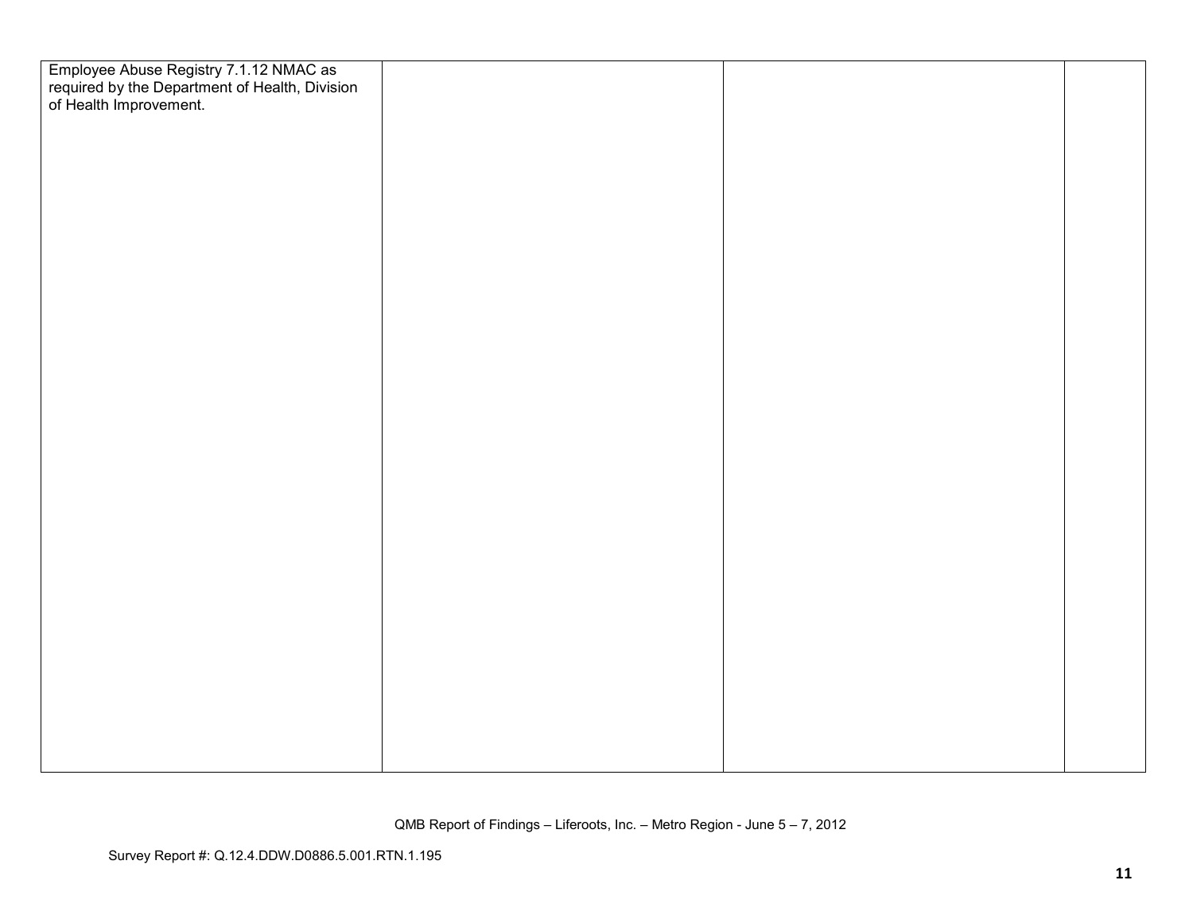| | | | |
|---|---|---|---|
| Employee Abuse Registry 7.1.12 NMAC as required by the Department of Health, Division of Health Improvement. | | | |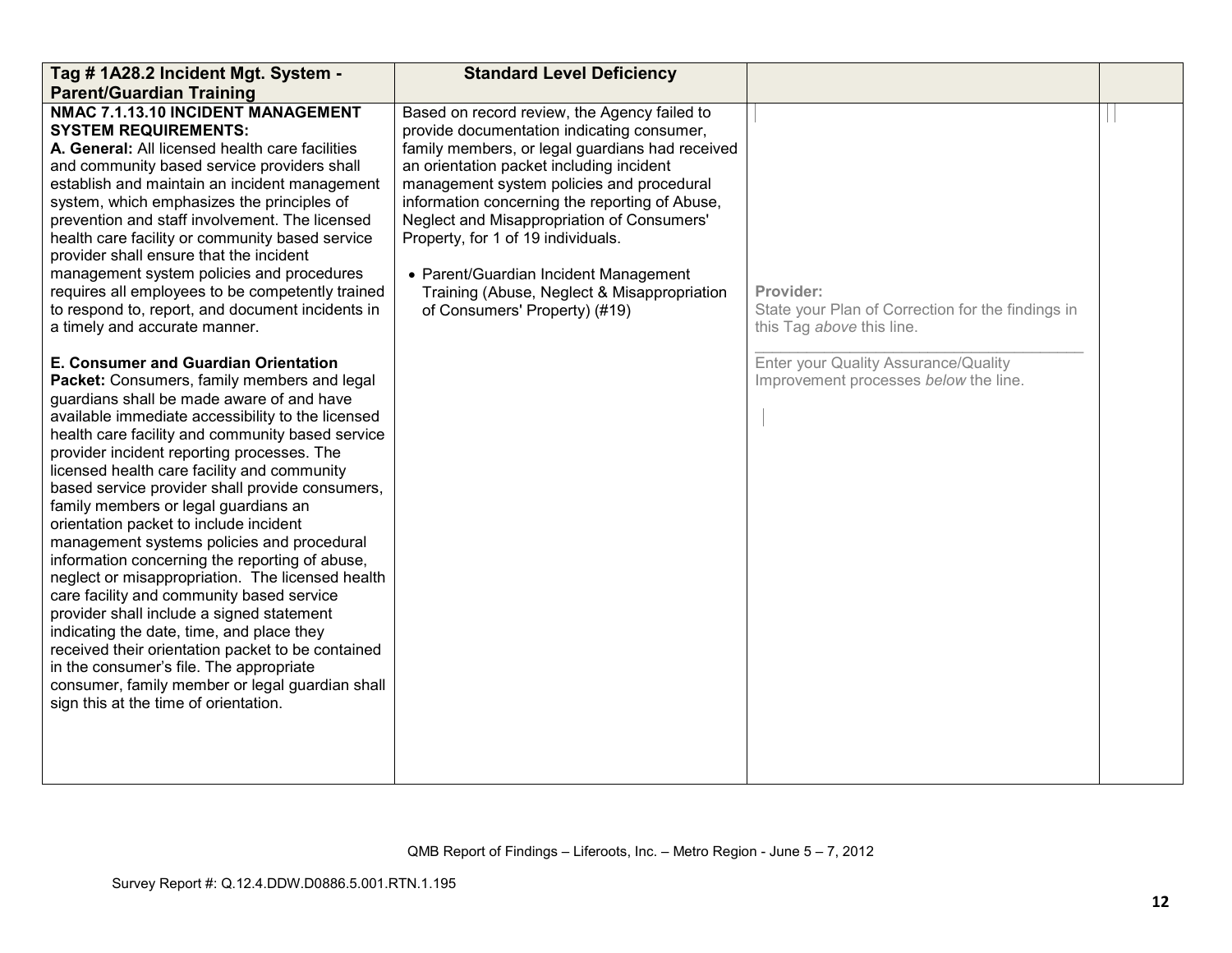| Tag # 1A28.2 Incident Mgt. System - Parent/Guardian Training | Standard Level Deficiency | | |
|---|---|---|---|
| **NMAC 7.1.13.10 INCIDENT MANAGEMENT SYSTEM REQUIREMENTS:**<br>**A. General:** All licensed health care facilities and community based service providers shall establish and maintain an incident management system, which emphasizes the principles of prevention and staff involvement. The licensed health care facility or community based service provider shall ensure that the incident management system policies and procedures requires all employees to be competently trained to respond to, report, and document incidents in a timely and accurate manner.<br><br>**E. Consumer and Guardian Orientation Packet:** Consumers, family members and legal guardians shall be made aware of and have available immediate accessibility to the licensed health care facility and community based service provider incident reporting processes. The licensed health care facility and community based service provider shall provide consumers, family members or legal guardians an orientation packet to include incident management systems policies and procedural information concerning the reporting of abuse, neglect or misappropriation. The licensed health care facility and community based service provider shall include a signed statement indicating the date, time, and place they received their orientation packet to be contained in the consumer's file. The appropriate consumer, family member or legal guardian shall sign this at the time of orientation. | Based on record review, the Agency failed to provide documentation indicating consumer, family members, or legal guardians had received an orientation packet including incident management system policies and procedural information concerning the reporting of Abuse, Neglect and Misappropriation of Consumers' Property, for 1 of 19 individuals.<br><br>• Parent/Guardian Incident Management Training (Abuse, Neglect & Misappropriation of Consumers' Property) (#19) | **Provider:**<br>State your Plan of Correction for the findings in this Tag *above* this line.<br>\_\_\_\_\_\_\_\_\_\_\_\_\_\_\_\_\_\_\_\_\_\_\_\_\_\_\_\_\_\_\_\_\_\_\_\_<br>Enter your Quality Assurance/Quality Improvement processes *below* the line. | |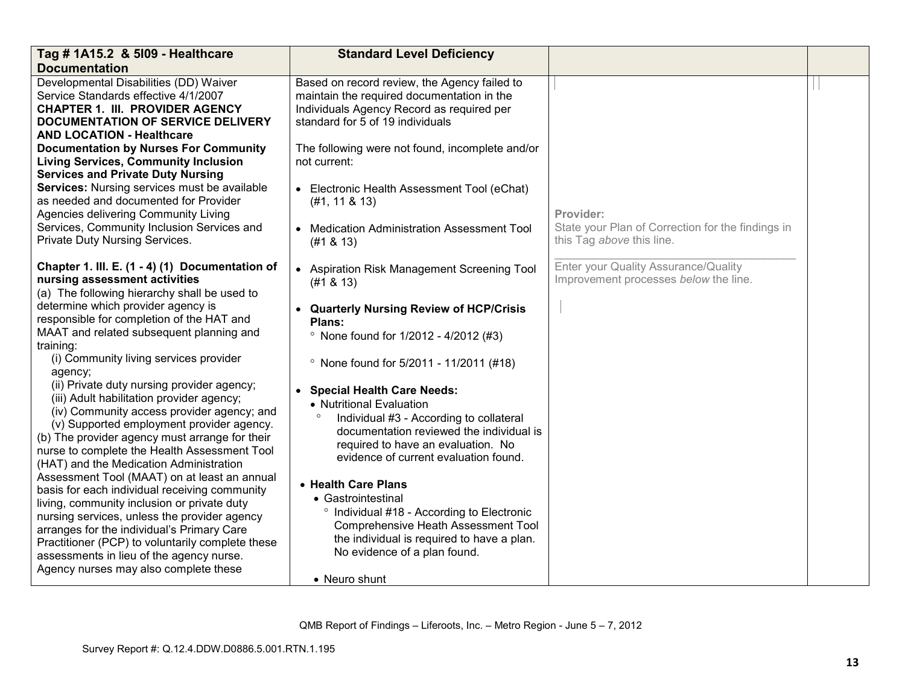| Tag # 1A15.2 & 5I09 - Healthcare Documentation | Standard Level Deficiency | | |
|---|---|---|---|
| Developmental Disabilities (DD) Waiver Service Standards effective 4/1/2007<br>**CHAPTER 1. III. PROVIDER AGENCY DOCUMENTATION OF SERVICE DELIVERY AND LOCATION - Healthcare Documentation by Nurses For Community Living Services, Community Inclusion Services and Private Duty Nursing Services:** Nursing services must be available as needed and documented for Provider Agencies delivering Community Living Services, Community Inclusion Services and Private Duty Nursing Services.<br><br>**Chapter 1. III. E. (1 - 4) (1) Documentation of nursing assessment activities**<br>(a) The following hierarchy shall be used to determine which provider agency is responsible for completion of the HAT and MAAT and related subsequent planning and training:<br>(i) Community living services provider agency;<br>(ii) Private duty nursing provider agency;<br>(iii) Adult habilitation provider agency;<br>(iv) Community access provider agency; and<br>(v) Supported employment provider agency.<br>(b) The provider agency must arrange for their nurse to complete the Health Assessment Tool (HAT) and the Medication Administration Assessment Tool (MAAT) on at least an annual basis for each individual receiving community living, community inclusion or private duty nursing services, unless the provider agency arranges for the individual's Primary Care Practitioner (PCP) to voluntarily complete these assessments in lieu of the agency nurse. Agency nurses may also complete these | Based on record review, the Agency failed to maintain the required documentation in the Individuals Agency Record as required per standard for 5 of 19 individuals<br><br>The following were not found, incomplete and/or not current:<br><br>• Electronic Health Assessment Tool (eChat) (#1, 11 & 13)<br><br>• Medication Administration Assessment Tool (#1 & 13)<br><br>• Aspiration Risk Management Screening Tool (#1 & 13)<br><br>• **Quarterly Nursing Review of HCP/Crisis Plans:**<br>° None found for 1/2012 - 4/2012 (#3)<br><br>° None found for 5/2011 - 11/2011 (#18)<br><br>• **Special Health Care Needs:**<br>• Nutritional Evaluation<br>° Individual #3 - According to collateral documentation reviewed the individual is required to have an evaluation. No evidence of current evaluation found.<br><br>• **Health Care Plans**<br>• Gastrointestinal<br>° Individual #18 - According to Electronic Comprehensive Heath Assessment Tool the individual is required to have a plan. No evidence of a plan found.<br><br>• Neuro shunt | **Provider:**<br>State your Plan of Correction for the findings in this Tag *above* this line.<br>\_\_\_\_\_\_\_\_\_\_\_\_\_\_\_\_\_\_\_\_\_\_\_\_\_\_\_\_\_\_\_\_\_\_\_\_<br>Enter your Quality Assurance/Quality Improvement processes *below* the line. | |

QMB Report of Findings – Liferoots, Inc. – Metro Region - June 5 – 7, 2012

Survey Report #: Q.12.4.DDW.D0886.5.001.RTN.1.195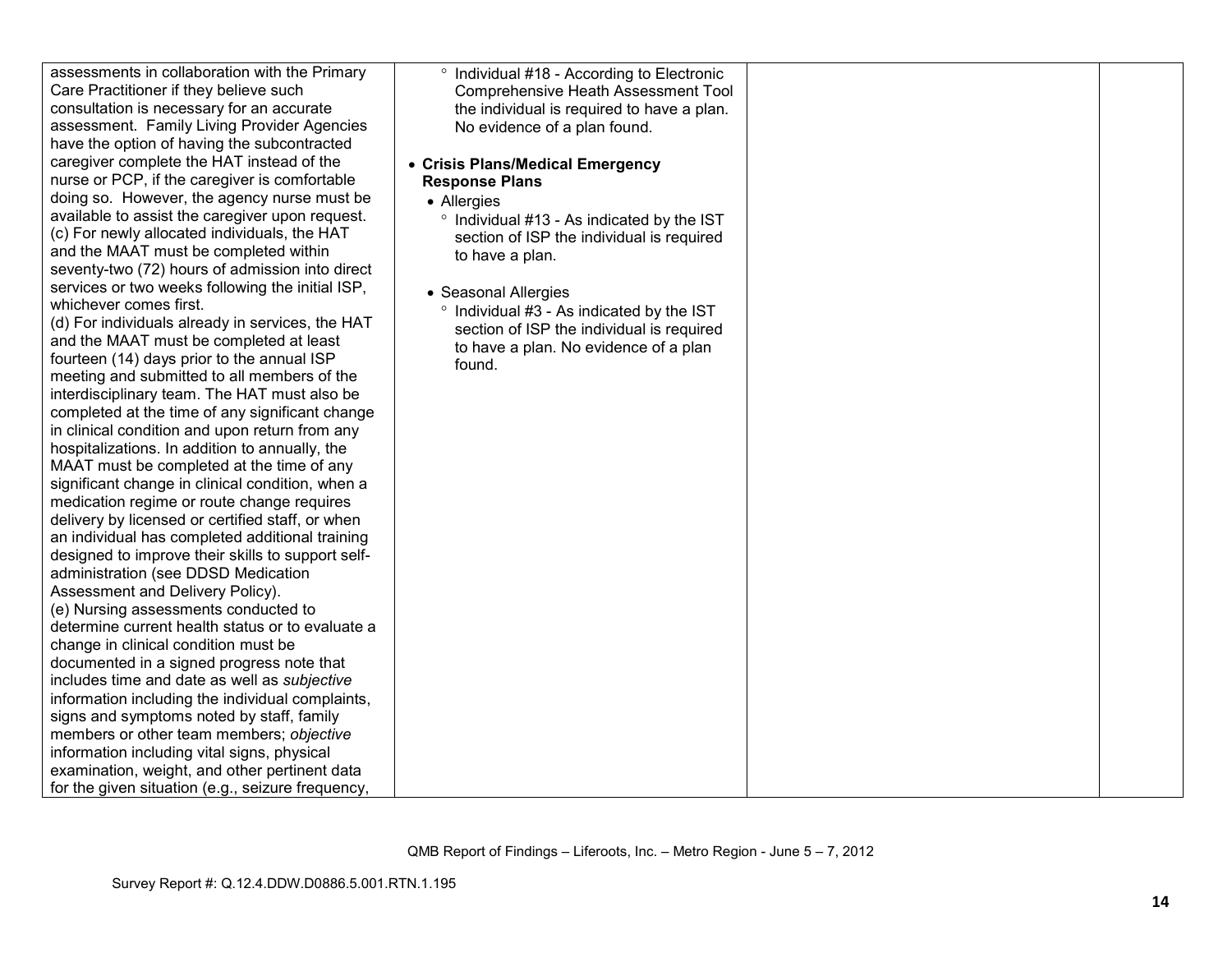| | | | |
|---|---|---|---|
| assessments in collaboration with the Primary Care Practitioner if they believe such consultation is necessary for an accurate assessment. Family Living Provider Agencies have the option of having the subcontracted caregiver complete the HAT instead of the nurse or PCP, if the caregiver is comfortable doing so. However, the agency nurse must be available to assist the caregiver upon request.<br>(c) For newly allocated individuals, the HAT and the MAAT must be completed within seventy-two (72) hours of admission into direct services or two weeks following the initial ISP, whichever comes first.<br>(d) For individuals already in services, the HAT and the MAAT must be completed at least fourteen (14) days prior to the annual ISP meeting and submitted to all members of the interdisciplinary team. The HAT must also be completed at the time of any significant change in clinical condition and upon return from any hospitalizations. In addition to annually, the MAAT must be completed at the time of any significant change in clinical condition, when a medication regime or route change requires delivery by licensed or certified staff, or when an individual has completed additional training designed to improve their skills to support self-administration (see DDSD Medication Assessment and Delivery Policy).<br>(e) Nursing assessments conducted to determine current health status or to evaluate a change in clinical condition must be documented in a signed progress note that includes time and date as well as *subjective* information including the individual complaints, signs and symptoms noted by staff, family members or other team members; *objective* information including vital signs, physical examination, weight, and other pertinent data for the given situation (e.g., seizure frequency, | ° Individual #18 - According to Electronic Comprehensive Heath Assessment Tool the individual is required to have a plan. No evidence of a plan found.<br><br>• **Crisis Plans/Medical Emergency Response Plans**<br>• Allergies<br>° Individual #13 - As indicated by the IST section of ISP the individual is required to have a plan.<br><br>• Seasonal Allergies<br>° Individual #3 - As indicated by the IST section of ISP the individual is required to have a plan. No evidence of a plan found. | | |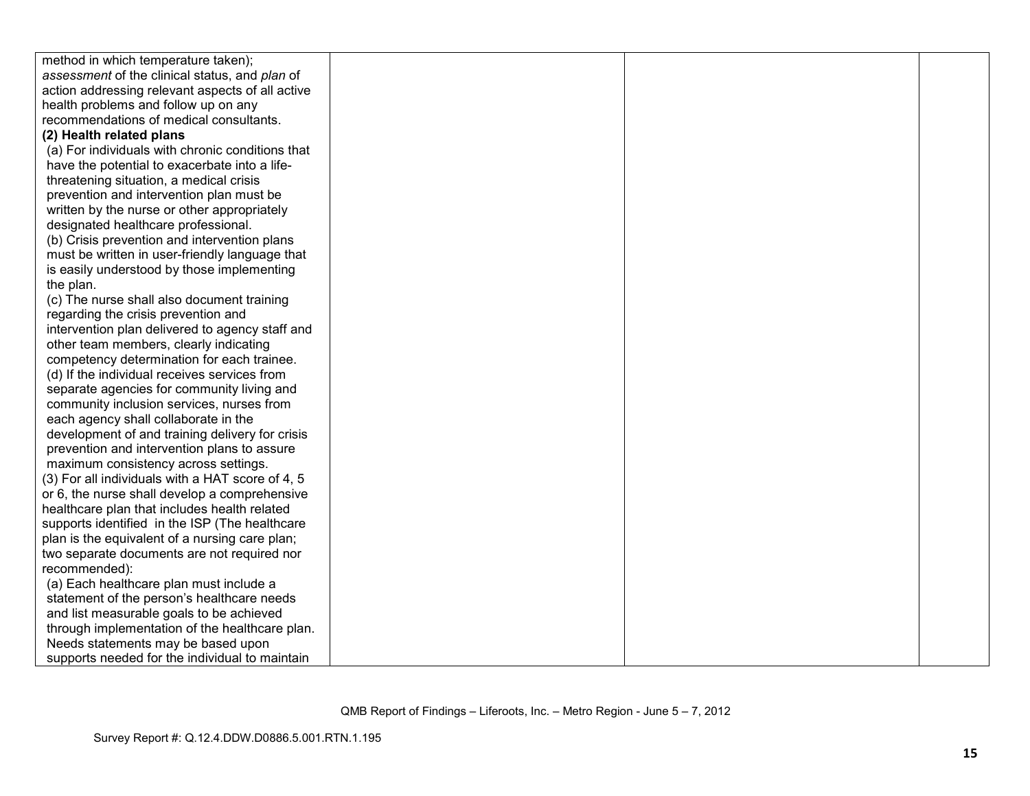| | | | |
|---|---|---|---|
| method in which temperature taken); *assessment* of the clinical status, and *plan* of action addressing relevant aspects of all active health problems and follow up on any recommendations of medical consultants.<br>**(2) Health related plans**<br>(a) For individuals with chronic conditions that have the potential to exacerbate into a life-threatening situation, a medical crisis prevention and intervention plan must be written by the nurse or other appropriately designated healthcare professional.<br>(b) Crisis prevention and intervention plans must be written in user-friendly language that is easily understood by those implementing the plan.<br>(c) The nurse shall also document training regarding the crisis prevention and intervention plan delivered to agency staff and other team members, clearly indicating competency determination for each trainee.<br>(d) If the individual receives services from separate agencies for community living and community inclusion services, nurses from each agency shall collaborate in the development of and training delivery for crisis prevention and intervention plans to assure maximum consistency across settings.<br>(3) For all individuals with a HAT score of 4, 5 or 6, the nurse shall develop a comprehensive healthcare plan that includes health related supports identified in the ISP (The healthcare plan is the equivalent of a nursing care plan; two separate documents are not required nor recommended):<br>(a) Each healthcare plan must include a statement of the person's healthcare needs and list measurable goals to be achieved through implementation of the healthcare plan. Needs statements may be based upon supports needed for the individual to maintain | | | |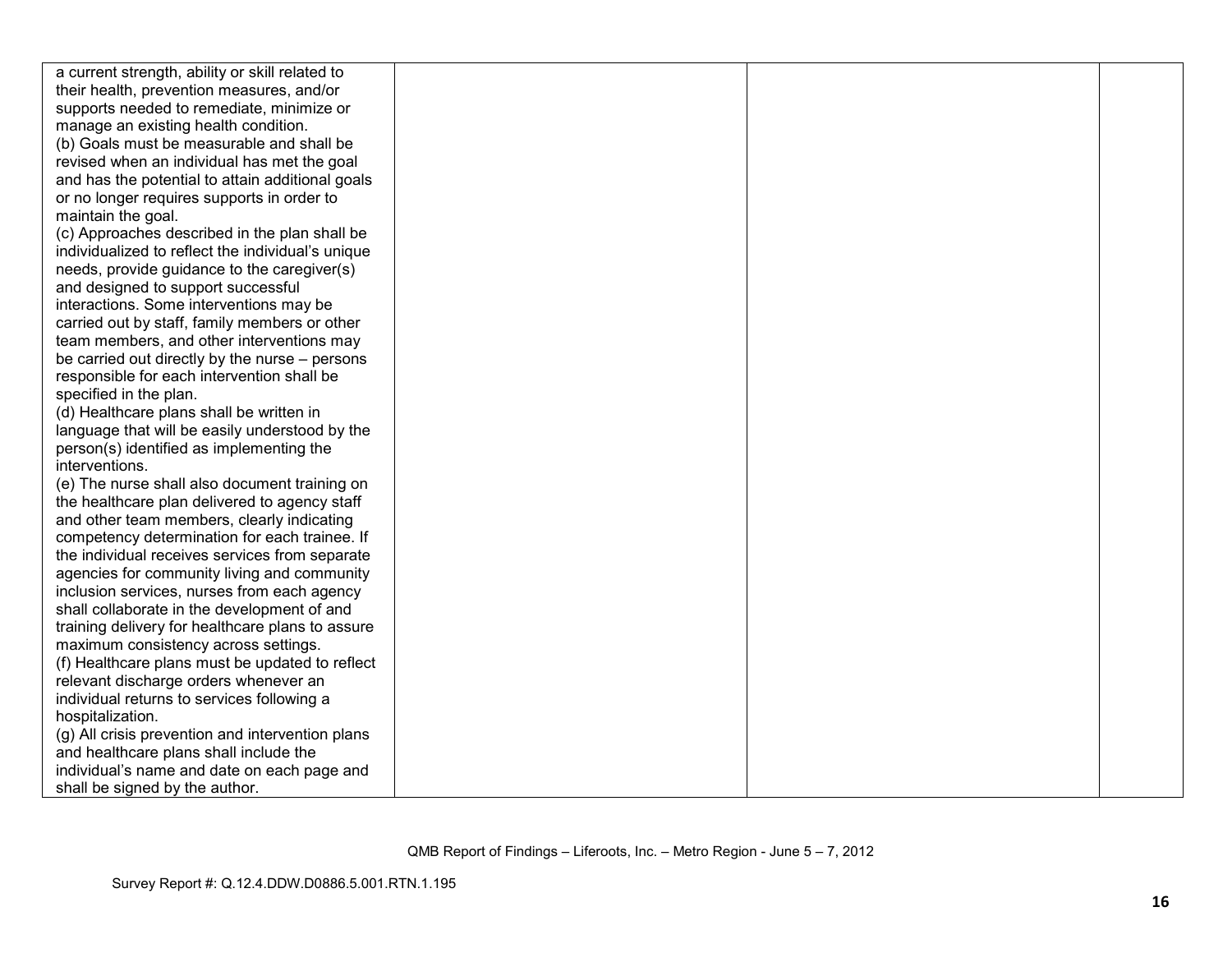| | | | |
|---|---|---|---|
| a current strength, ability or skill related to their health, prevention measures, and/or supports needed to remediate, minimize or manage an existing health condition.<br>(b) Goals must be measurable and shall be revised when an individual has met the goal and has the potential to attain additional goals or no longer requires supports in order to maintain the goal.<br>(c) Approaches described in the plan shall be individualized to reflect the individual's unique needs, provide guidance to the caregiver(s) and designed to support successful interactions. Some interventions may be carried out by staff, family members or other team members, and other interventions may be carried out directly by the nurse – persons responsible for each intervention shall be specified in the plan.<br>(d) Healthcare plans shall be written in language that will be easily understood by the person(s) identified as implementing the interventions.<br>(e) The nurse shall also document training on the healthcare plan delivered to agency staff and other team members, clearly indicating competency determination for each trainee. If the individual receives services from separate agencies for community living and community inclusion services, nurses from each agency shall collaborate in the development of and training delivery for healthcare plans to assure maximum consistency across settings.<br>(f) Healthcare plans must be updated to reflect relevant discharge orders whenever an individual returns to services following a hospitalization.<br>(g) All crisis prevention and intervention plans and healthcare plans shall include the individual's name and date on each page and shall be signed by the author. | | | |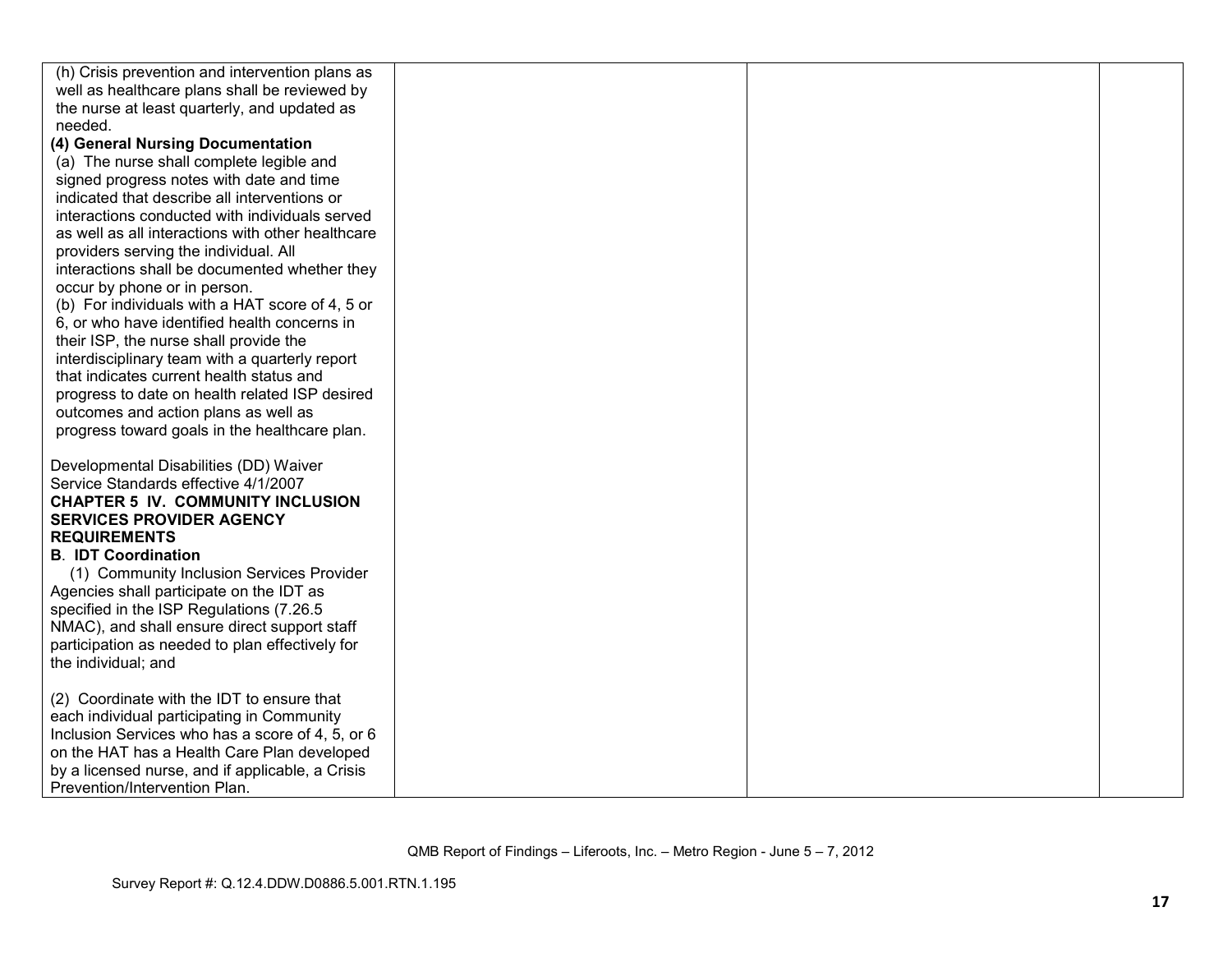| | | | |
|---|---|---|---|
| (h) Crisis prevention and intervention plans as well as healthcare plans shall be reviewed by the nurse at least quarterly, and updated as needed.<br>**(4) General Nursing Documentation**<br>(a) The nurse shall complete legible and signed progress notes with date and time indicated that describe all interventions or interactions conducted with individuals served as well as all interactions with other healthcare providers serving the individual. All interactions shall be documented whether they occur by phone or in person.<br>(b) For individuals with a HAT score of 4, 5 or 6, or who have identified health concerns in their ISP, the nurse shall provide the interdisciplinary team with a quarterly report that indicates current health status and progress to date on health related ISP desired outcomes and action plans as well as progress toward goals in the healthcare plan.<br><br>Developmental Disabilities (DD) Waiver Service Standards effective 4/1/2007<br>**CHAPTER 5 IV. COMMUNITY INCLUSION SERVICES PROVIDER AGENCY REQUIREMENTS**<br>**B. IDT Coordination**<br>(1) Community Inclusion Services Provider Agencies shall participate on the IDT as specified in the ISP Regulations (7.26.5 NMAC), and shall ensure direct support staff participation as needed to plan effectively for the individual; and<br><br>(2) Coordinate with the IDT to ensure that each individual participating in Community Inclusion Services who has a score of 4, 5, or 6 on the HAT has a Health Care Plan developed by a licensed nurse, and if applicable, a Crisis Prevention/Intervention Plan. | | | |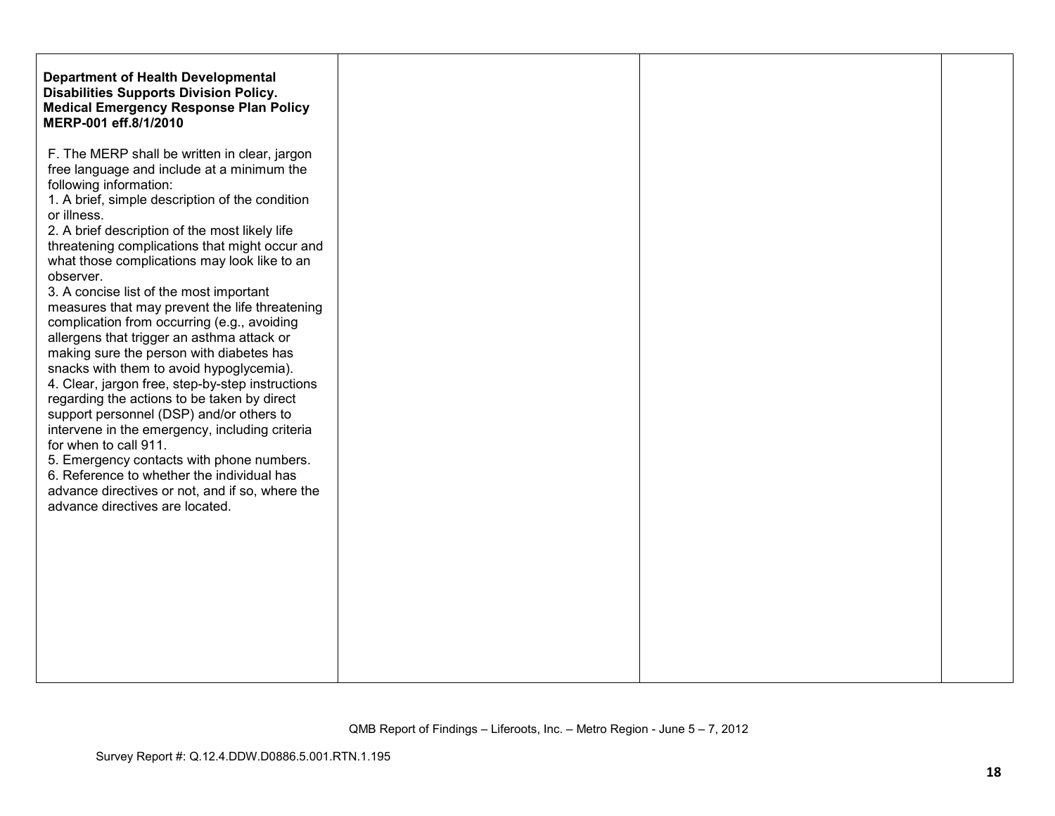| | | | |
|---|---|---|---|
| **Department of Health Developmental Disabilities Supports Division Policy. Medical Emergency Response Plan Policy MERP-001 eff.8/1/2010**<br><br>F. The MERP shall be written in clear, jargon free language and include at a minimum the following information:<br>1. A brief, simple description of the condition or illness.<br>2. A brief description of the most likely life threatening complications that might occur and what those complications may look like to an observer.<br>3. A concise list of the most important measures that may prevent the life threatening complication from occurring (e.g., avoiding allergens that trigger an asthma attack or making sure the person with diabetes has snacks with them to avoid hypoglycemia).<br>4. Clear, jargon free, step-by-step instructions regarding the actions to be taken by direct support personnel (DSP) and/or others to intervene in the emergency, including criteria for when to call 911.<br>5. Emergency contacts with phone numbers.<br>6. Reference to whether the individual has advance directives or not, and if so, where the advance directives are located. | | | |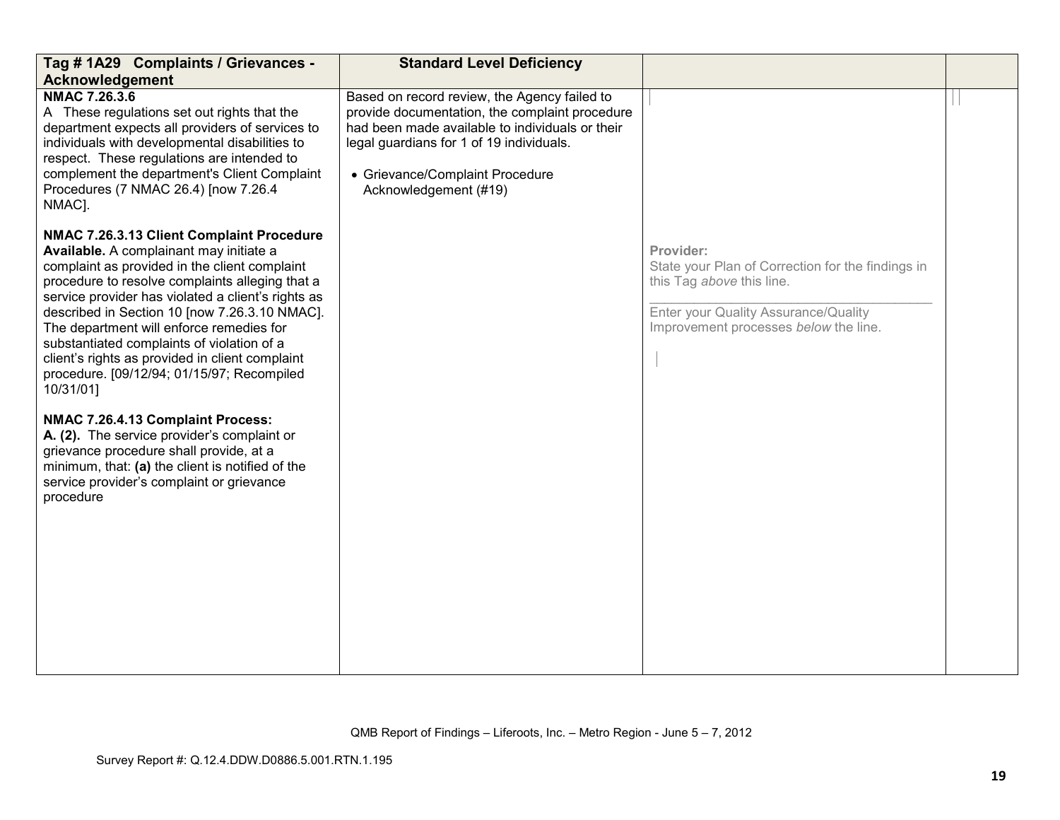| Tag # 1A29 Complaints / Grievances - Acknowledgement | Standard Level Deficiency | | |
|---|---|---|---|
| **NMAC 7.26.3.6**<br>A These regulations set out rights that the department expects all providers of services to individuals with developmental disabilities to respect. These regulations are intended to complement the department's Client Complaint Procedures (7 NMAC 26.4) [now 7.26.4 NMAC].<br><br>**NMAC 7.26.3.13 Client Complaint Procedure Available.** A complainant may initiate a complaint as provided in the client complaint procedure to resolve complaints alleging that a service provider has violated a client's rights as described in Section 10 [now 7.26.3.10 NMAC]. The department will enforce remedies for substantiated complaints of violation of a client's rights as provided in client complaint procedure. [09/12/94; 01/15/97; Recompiled 10/31/01]<br><br>**NMAC 7.26.4.13 Complaint Process:**<br>**A. (2).** The service provider's complaint or grievance procedure shall provide, at a minimum, that: **(a)** the client is notified of the service provider's complaint or grievance procedure | Based on record review, the Agency failed to provide documentation, the complaint procedure had been made available to individuals or their legal guardians for 1 of 19 individuals.<br><br>• Grievance/Complaint Procedure Acknowledgement (#19) | Provider:<br>State your Plan of Correction for the findings in this Tag *above* this line.<br>\_\_\_\_\_\_\_\_\_\_\_\_\_\_\_\_\_\_\_\_\_\_\_\_\_\_\_\_\_\_\_\_\_\_\_\_<br>Enter your Quality Assurance/Quality Improvement processes *below* the line. | |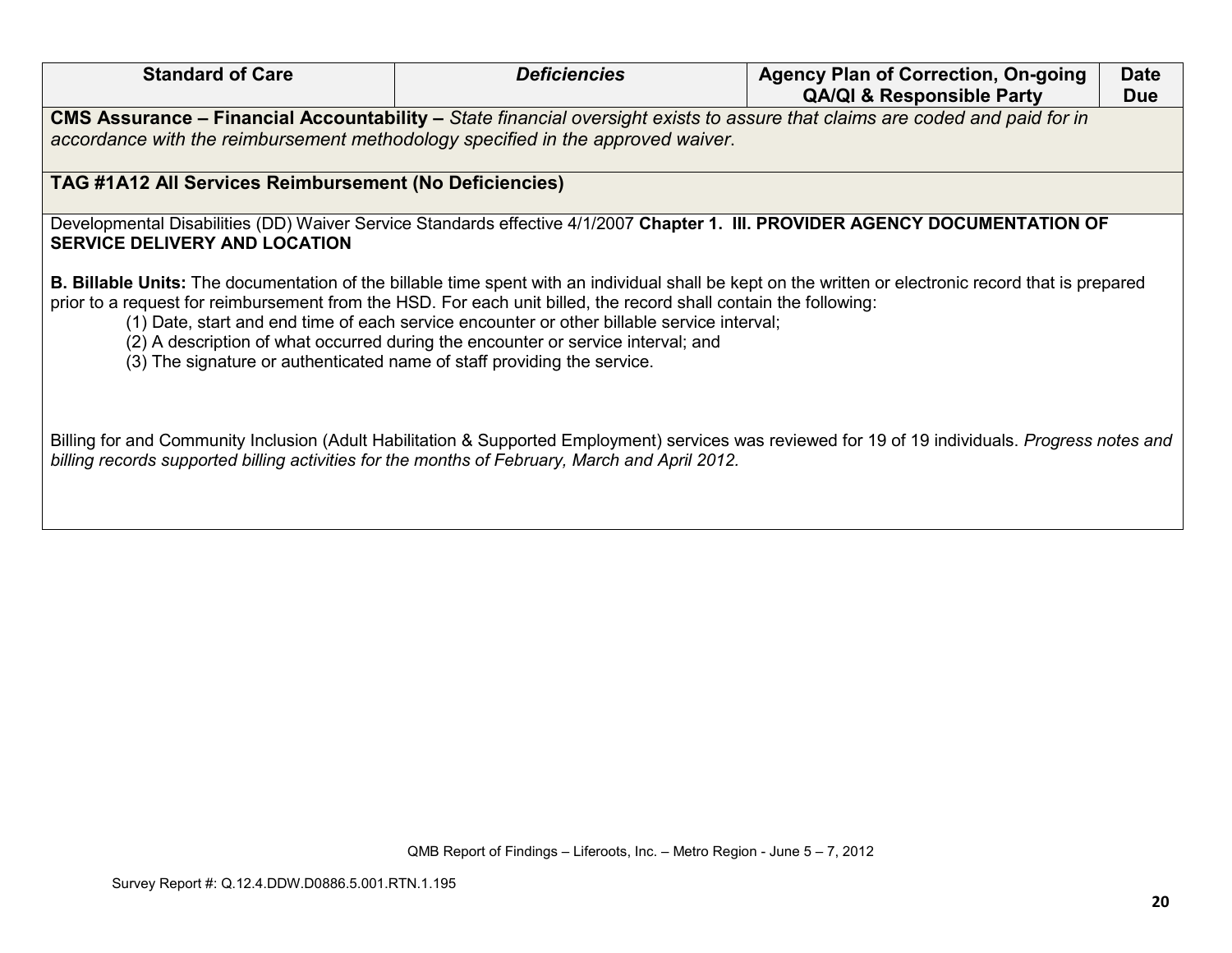| **Standard of Care** | ***Deficiencies*** | **Agency Plan of Correction, On-going QA/QI & Responsible Party** | **Date Due** |
|---|---|---|---|
| **CMS Assurance – Financial Accountability –** *State financial oversight exists to assure that claims are coded and paid for in accordance with the reimbursement methodology specified in the approved waiver*. | | | |
| **TAG #1A12 All Services Reimbursement (No Deficiencies)** | | | |

Developmental Disabilities (DD) Waiver Service Standards effective 4/1/2007 **Chapter 1. III. PROVIDER AGENCY DOCUMENTATION OF SERVICE DELIVERY AND LOCATION**

**B. Billable Units:** The documentation of the billable time spent with an individual shall be kept on the written or electronic record that is prepared prior to a request for reimbursement from the HSD. For each unit billed, the record shall contain the following:

(1) Date, start and end time of each service encounter or other billable service interval;
(2) A description of what occurred during the encounter or service interval; and
(3) The signature or authenticated name of staff providing the service.

Billing for and Community Inclusion (Adult Habilitation & Supported Employment) services was reviewed for 19 of 19 individuals. *Progress notes and billing records supported billing activities for the months of February, March and April 2012.*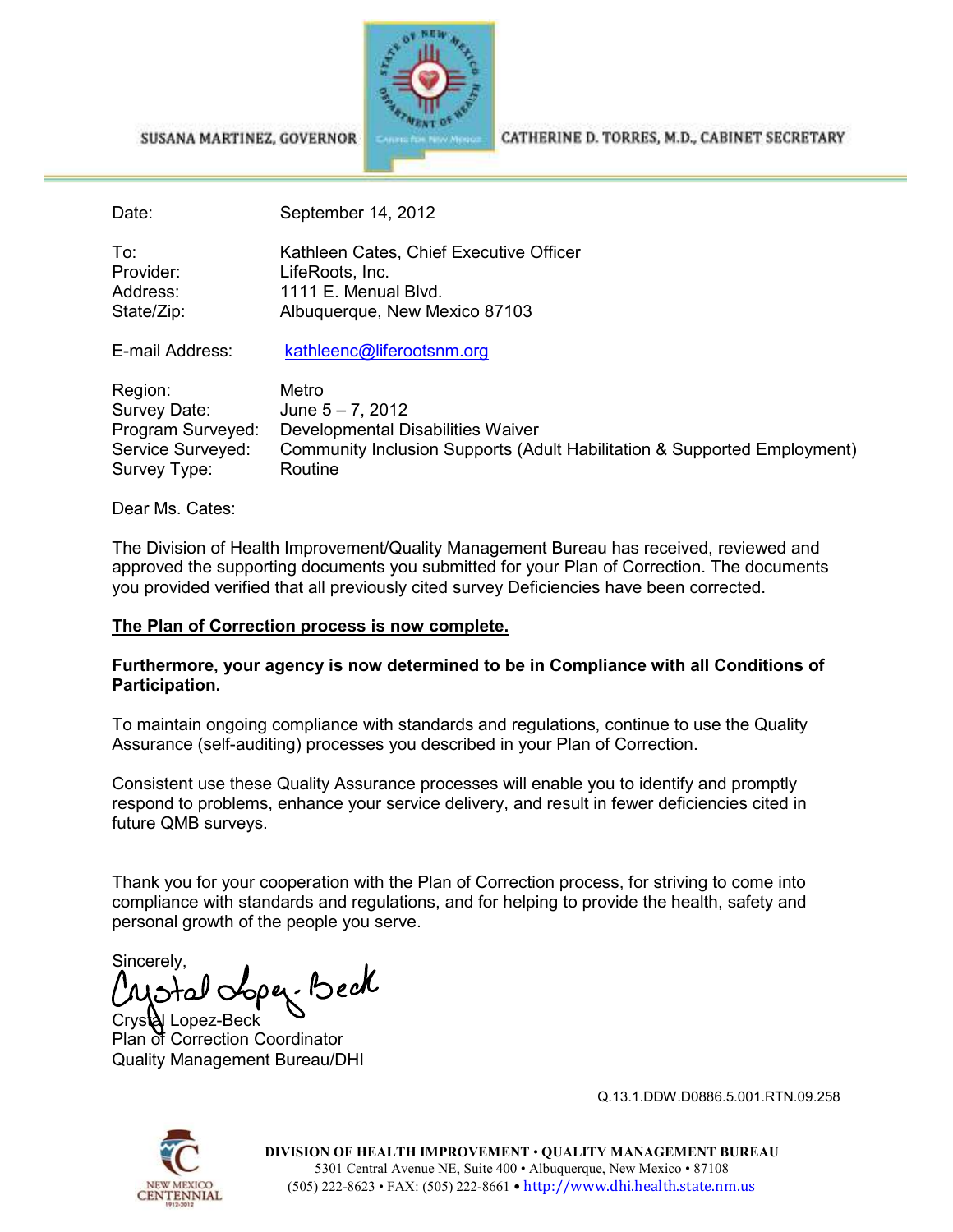SUSANA MARTINEZ, GOVERNOR

CATHERINE D. TORRES, M.D., CABINET SECRETARY

| | |
|---|---|
| Date: | September 14, 2012 |
| To: | Kathleen Cates, Chief Executive Officer |
| Provider: | LifeRoots, Inc. |
| Address: | 1111 E. Menual Blvd. |
| State/Zip: | Albuquerque, New Mexico 87103 |
| E-mail Address: | kathleenc@liferootsnm.org |
| Region: | Metro |
| Survey Date: | June 5 – 7, 2012 |
| Program Surveyed: | Developmental Disabilities Waiver |
| Service Surveyed: | Community Inclusion Supports (Adult Habilitation & Supported Employment) |
| Survey Type: | Routine |

Dear Ms. Cates:

The Division of Health Improvement/Quality Management Bureau has received, reviewed and approved the supporting documents you submitted for your Plan of Correction. The documents you provided verified that all previously cited survey Deficiencies have been corrected.

**The Plan of Correction process is now complete.**

**Furthermore, your agency is now determined to be in Compliance with all Conditions of Participation.**

To maintain ongoing compliance with standards and regulations, continue to use the Quality Assurance (self-auditing) processes you described in your Plan of Correction.

Consistent use these Quality Assurance processes will enable you to identify and promptly respond to problems, enhance your service delivery, and result in fewer deficiencies cited in future QMB surveys.

Thank you for your cooperation with the Plan of Correction process, for striving to come into compliance with standards and regulations, and for helping to provide the health, safety and personal growth of the people you serve.

Sincerely,

Crystal Lopez-Beck
Plan of Correction Coordinator
Quality Management Bureau/DHI

Q.13.1.DDW.D0886.5.001.RTN.09.258

**DIVISION OF HEALTH IMPROVEMENT • QUALITY MANAGEMENT BUREAU**
5301 Central Avenue NE, Suite 400 • Albuquerque, New Mexico • 87108
(505) 222-8623 • FAX: (505) 222-8661 • http://www.dhi.health.state.nm.us